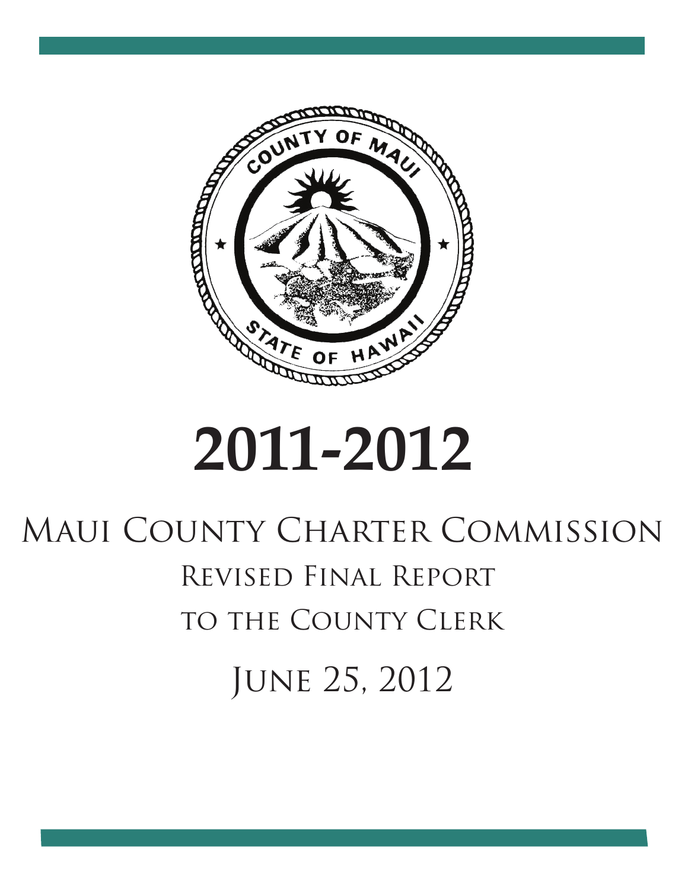# 2011-2012

## Maui County Charter Commission

### Revised Final Report

### to the County Clerk

### June 25, 2012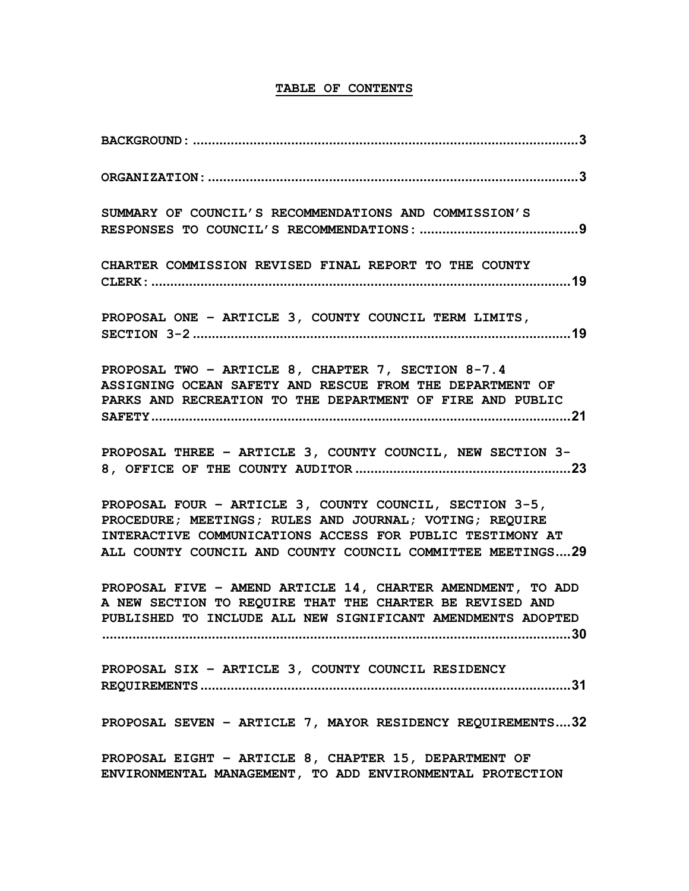## TABLE OF CONTENTS

BACKGROUND: .......................................................................................3

ORGANIZATION: ...................................................................................3

SUMMARY OF COUNCIL'S RECOMMENDATIONS AND COMMISSION'S RESPONSES TO COUNCIL'S RECOMMENDATIONS: ..........................................9

CHARTER COMMISSION REVISED FINAL REPORT TO THE COUNTY CLERK: ...............................................................................................19

PROPOSAL ONE – ARTICLE 3, COUNTY COUNCIL TERM LIMITS, SECTION 3-2 ......................................................................................19

PROPOSAL TWO – ARTICLE 8, CHAPTER 7, SECTION 8-7.4 ASSIGNING OCEAN SAFETY AND RESCUE FROM THE DEPARTMENT OF PARKS AND RECREATION TO THE DEPARTMENT OF FIRE AND PUBLIC SAFETY ...............................................................................................21

PROPOSAL THREE – ARTICLE 3, COUNTY COUNCIL, NEW SECTION 3-8, OFFICE OF THE COUNTY AUDITOR .........................................23

PROPOSAL FOUR – ARTICLE 3, COUNTY COUNCIL, SECTION 3-5, PROCEDURE; MEETINGS; RULES AND JOURNAL; VOTING; REQUIRE INTERACTIVE COMMUNICATIONS ACCESS FOR PUBLIC TESTIMONY AT ALL COUNTY COUNCIL AND COUNTY COUNCIL COMMITTEE MEETINGS....29

PROPOSAL FIVE – AMEND ARTICLE 14, CHARTER AMENDMENT, TO ADD A NEW SECTION TO REQUIRE THAT THE CHARTER BE REVISED AND PUBLISHED TO INCLUDE ALL NEW SIGNIFICANT AMENDMENTS ADOPTED ...............................................................................................30

PROPOSAL SIX – ARTICLE 3, COUNTY COUNCIL RESIDENCY REQUIREMENTS ....................................................................................31

PROPOSAL SEVEN – ARTICLE 7, MAYOR RESIDENCY REQUIREMENTS....32

PROPOSAL EIGHT – ARTICLE 8, CHAPTER 15, DEPARTMENT OF ENVIRONMENTAL MANAGEMENT, TO ADD ENVIRONMENTAL PROTECTION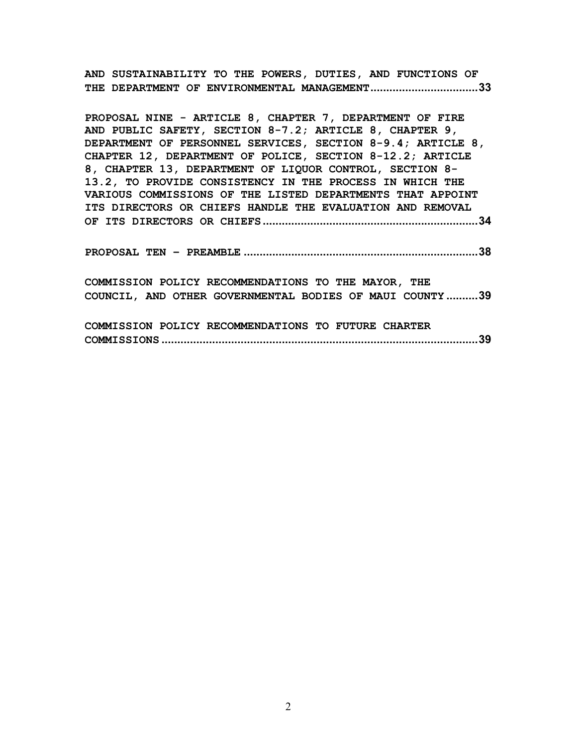**AND SUSTAINABILITY TO THE POWERS, DUTIES, AND FUNCTIONS OF THE DEPARTMENT OF ENVIRONMENTAL MANAGEMENT.................................33**

**PROPOSAL NINE - ARTICLE 8, CHAPTER 7, DEPARTMENT OF FIRE AND PUBLIC SAFETY, SECTION 8-7.2; ARTICLE 8, CHAPTER 9, DEPARTMENT OF PERSONNEL SERVICES, SECTION 8-9.4; ARTICLE 8, CHAPTER 12, DEPARTMENT OF POLICE, SECTION 8-12.2; ARTICLE 8, CHAPTER 13, DEPARTMENT OF LIQUOR CONTROL, SECTION 8-13.2, TO PROVIDE CONSISTENCY IN THE PROCESS IN WHICH THE VARIOUS COMMISSIONS OF THE LISTED DEPARTMENTS THAT APPOINT ITS DIRECTORS OR CHIEFS HANDLE THE EVALUATION AND REMOVAL OF ITS DIRECTORS OR CHIEFS...................................................................34**

**PROPOSAL TEN – PREAMBLE .........................................................................38**

COMMISSION POLICY RECOMMENDATIONS TO THE MAYOR, THE COUNCIL, AND OTHER GOVERNMENTAL BODIES OF MAUI COUNTY..........39

COMMISSION POLICY RECOMMENDATIONS TO FUTURE CHARTER COMMISSIONS.....................................................................................................39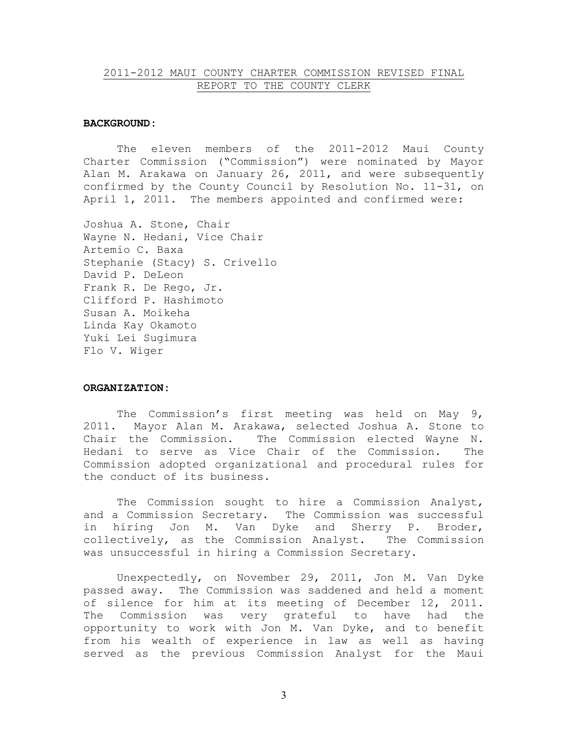## 2011-2012 MAUI COUNTY CHARTER COMMISSION REVISED FINAL REPORT TO THE COUNTY CLERK

**BACKGROUND:**

The eleven members of the 2011-2012 Maui County Charter Commission ("Commission") were nominated by Mayor Alan M. Arakawa on January 26, 2011, and were subsequently confirmed by the County Council by Resolution No. 11-31, on April 1, 2011. The members appointed and confirmed were:

Joshua A. Stone, Chair
Wayne N. Hedani, Vice Chair
Artemio C. Baxa
Stephanie (Stacy) S. Crivello
David P. DeLeon
Frank R. De Rego, Jr.
Clifford P. Hashimoto
Susan A. Moikeha
Linda Kay Okamoto
Yuki Lei Sugimura
Flo V. Wiger

**ORGANIZATION:**

The Commission's first meeting was held on May 9, 2011. Mayor Alan M. Arakawa, selected Joshua A. Stone to Chair the Commission. The Commission elected Wayne N. Hedani to serve as Vice Chair of the Commission. The Commission adopted organizational and procedural rules for the conduct of its business.

The Commission sought to hire a Commission Analyst, and a Commission Secretary. The Commission was successful in hiring Jon M. Van Dyke and Sherry P. Broder, collectively, as the Commission Analyst. The Commission was unsuccessful in hiring a Commission Secretary.

Unexpectedly, on November 29, 2011, Jon M. Van Dyke passed away. The Commission was saddened and held a moment of silence for him at its meeting of December 12, 2011. The Commission was very grateful to have had the opportunity to work with Jon M. Van Dyke, and to benefit from his wealth of experience in law as well as having served as the previous Commission Analyst for the Maui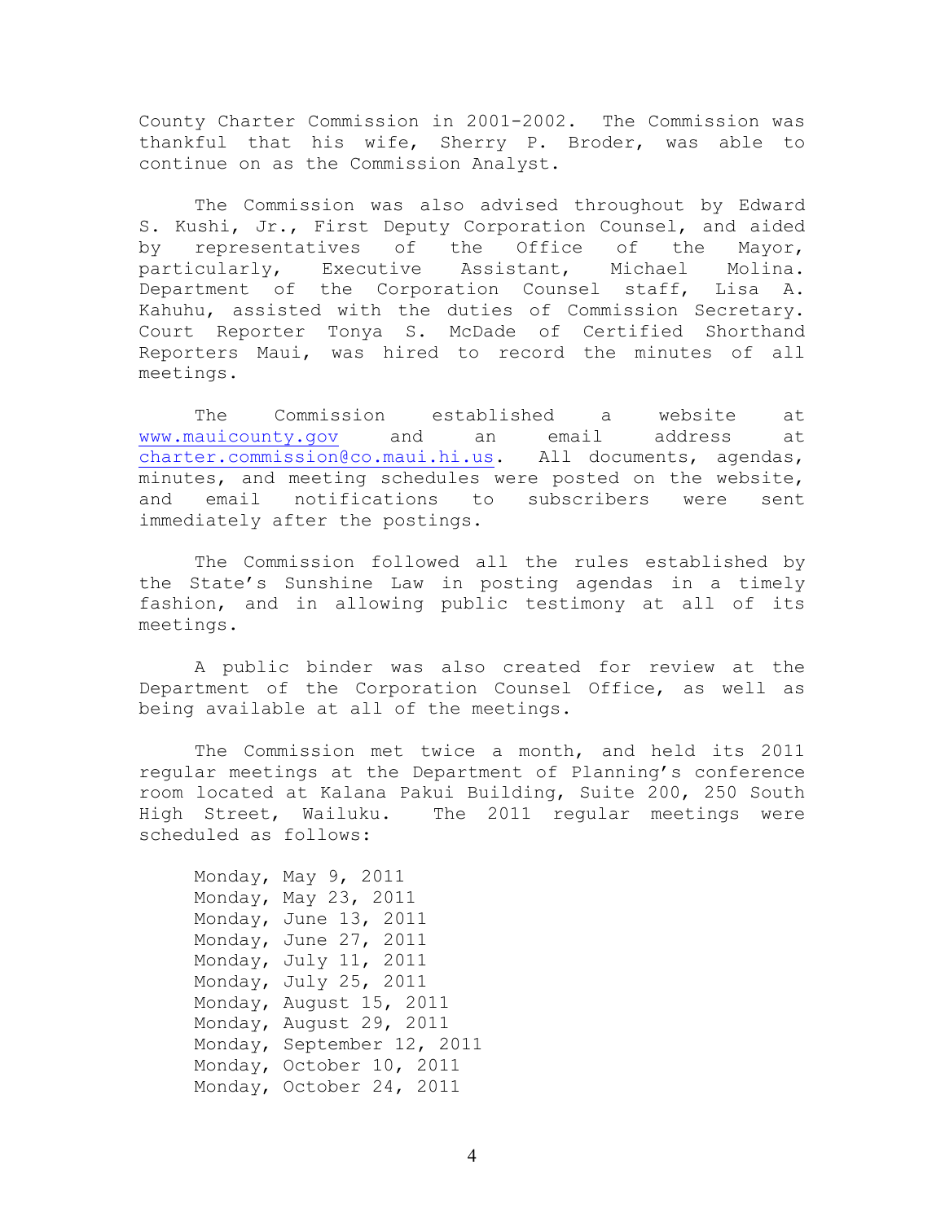County Charter Commission in 2001-2002. The Commission was thankful that his wife, Sherry P. Broder, was able to continue on as the Commission Analyst.

The Commission was also advised throughout by Edward S. Kushi, Jr., First Deputy Corporation Counsel, and aided by representatives of the Office of the Mayor, particularly, Executive Assistant, Michael Molina. Department of the Corporation Counsel staff, Lisa A. Kahuhu, assisted with the duties of Commission Secretary. Court Reporter Tonya S. McDade of Certified Shorthand Reporters Maui, was hired to record the minutes of all meetings.

The Commission established a website at www.mauicounty.gov and an email address at charter.commission@co.maui.hi.us. All documents, agendas, minutes, and meeting schedules were posted on the website, and email notifications to subscribers were sent immediately after the postings.

The Commission followed all the rules established by the State's Sunshine Law in posting agendas in a timely fashion, and in allowing public testimony at all of its meetings.

A public binder was also created for review at the Department of the Corporation Counsel Office, as well as being available at all of the meetings.

The Commission met twice a month, and held its 2011 regular meetings at the Department of Planning's conference room located at Kalana Pakui Building, Suite 200, 250 South High Street, Wailuku. The 2011 regular meetings were scheduled as follows:

Monday, May 9, 2011
Monday, May 23, 2011
Monday, June 13, 2011
Monday, June 27, 2011
Monday, July 11, 2011
Monday, July 25, 2011
Monday, August 15, 2011
Monday, August 29, 2011
Monday, September 12, 2011
Monday, October 10, 2011
Monday, October 24, 2011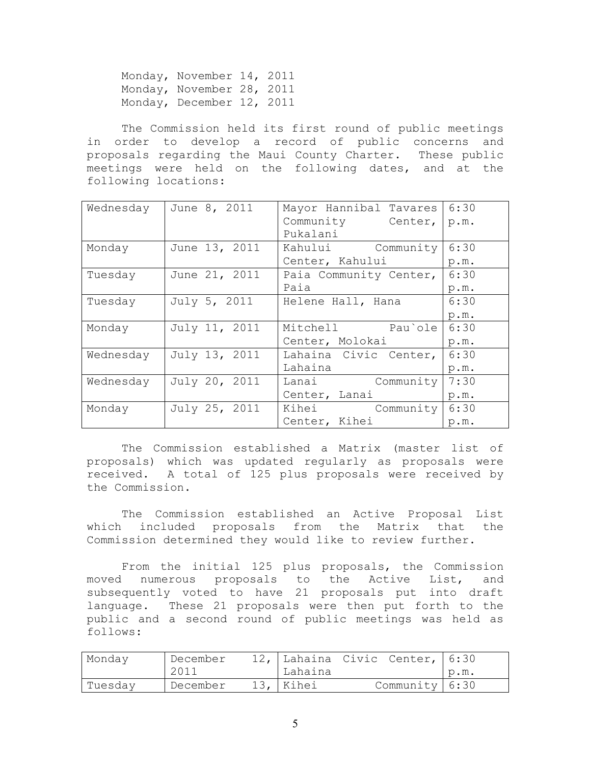Monday, November 14, 2011
Monday, November 28, 2011
Monday, December 12, 2011

The Commission held its first round of public meetings in order to develop a record of public concerns and proposals regarding the Maui County Charter. These public meetings were held on the following dates, and at the following locations:

| | | | |
|---|---|---|---|
| Wednesday | June 8, 2011 | Mayor Hannibal Tavares Community Center, Pukalani | 6:30 p.m. |
| Monday | June 13, 2011 | Kahului Community Center, Kahului | 6:30 p.m. |
| Tuesday | June 21, 2011 | Paia Community Center, Paia | 6:30 p.m. |
| Tuesday | July 5, 2011 | Helene Hall, Hana | 6:30 p.m. |
| Monday | July 11, 2011 | Mitchell Pau`ole Center, Molokai | 6:30 p.m. |
| Wednesday | July 13, 2011 | Lahaina Civic Center, Lahaina | 6:30 p.m. |
| Wednesday | July 20, 2011 | Lanai Community Center, Lanai | 7:30 p.m. |
| Monday | July 25, 2011 | Kihei Community Center, Kihei | 6:30 p.m. |

The Commission established a Matrix (master list of proposals) which was updated regularly as proposals were received. A total of 125 plus proposals were received by the Commission.

The Commission established an Active Proposal List which included proposals from the Matrix that the Commission determined they would like to review further.

From the initial 125 plus proposals, the Commission moved numerous proposals to the Active List, and subsequently voted to have 21 proposals put into draft language. These 21 proposals were then put forth to the public and a second round of public meetings was held as follows:

| | | | |
|---|---|---|---|
| Monday | December 12, 2011 | Lahaina Civic Center, Lahaina | 6:30 p.m. |
| Tuesday | December 13, | Kihei Community | 6:30 |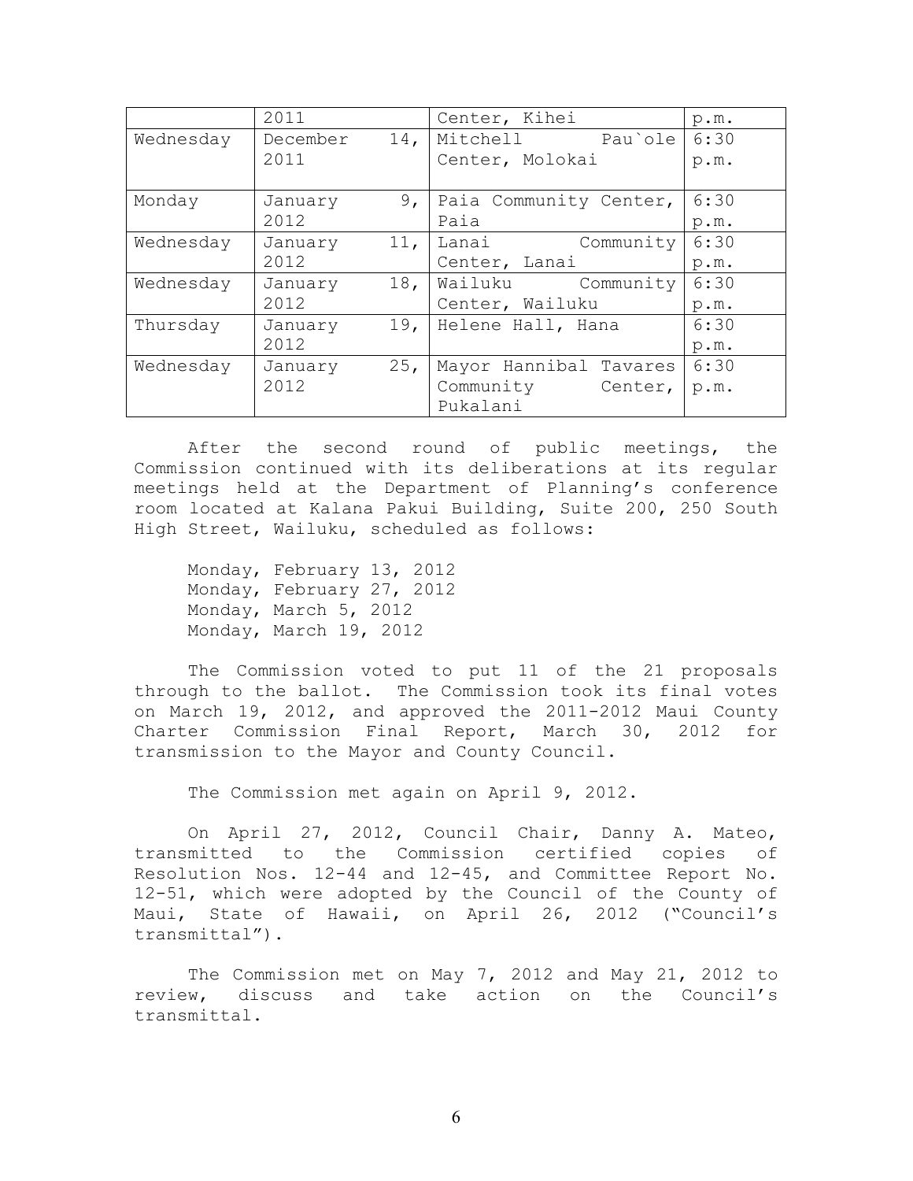|  | 2011 | Center, Kihei | p.m. |
|---|---|---|---|
| Wednesday | December 14, 2011 | Mitchell Pau`ole Center, Molokai | 6:30 p.m. |
| Monday | January 9, 2012 | Paia Community Center, Paia | 6:30 p.m. |
| Wednesday | January 11, 2012 | Lanai Community Center, Lanai | 6:30 p.m. |
| Wednesday | January 18, 2012 | Wailuku Community Center, Wailuku | 6:30 p.m. |
| Thursday | January 19, 2012 | Helene Hall, Hana | 6:30 p.m. |
| Wednesday | January 25, 2012 | Mayor Hannibal Tavares Community Center, Pukalani | 6:30 p.m. |

After the second round of public meetings, the Commission continued with its deliberations at its regular meetings held at the Department of Planning's conference room located at Kalana Pakui Building, Suite 200, 250 South High Street, Wailuku, scheduled as follows:

Monday, February 13, 2012
Monday, February 27, 2012
Monday, March 5, 2012
Monday, March 19, 2012

The Commission voted to put 11 of the 21 proposals through to the ballot. The Commission took its final votes on March 19, 2012, and approved the 2011-2012 Maui County Charter Commission Final Report, March 30, 2012 for transmission to the Mayor and County Council.

The Commission met again on April 9, 2012.

On April 27, 2012, Council Chair, Danny A. Mateo, transmitted to the Commission certified copies of Resolution Nos. 12-44 and 12-45, and Committee Report No. 12-51, which were adopted by the Council of the County of Maui, State of Hawaii, on April 26, 2012 ("Council's transmittal").

The Commission met on May 7, 2012 and May 21, 2012 to review, discuss and take action on the Council's transmittal.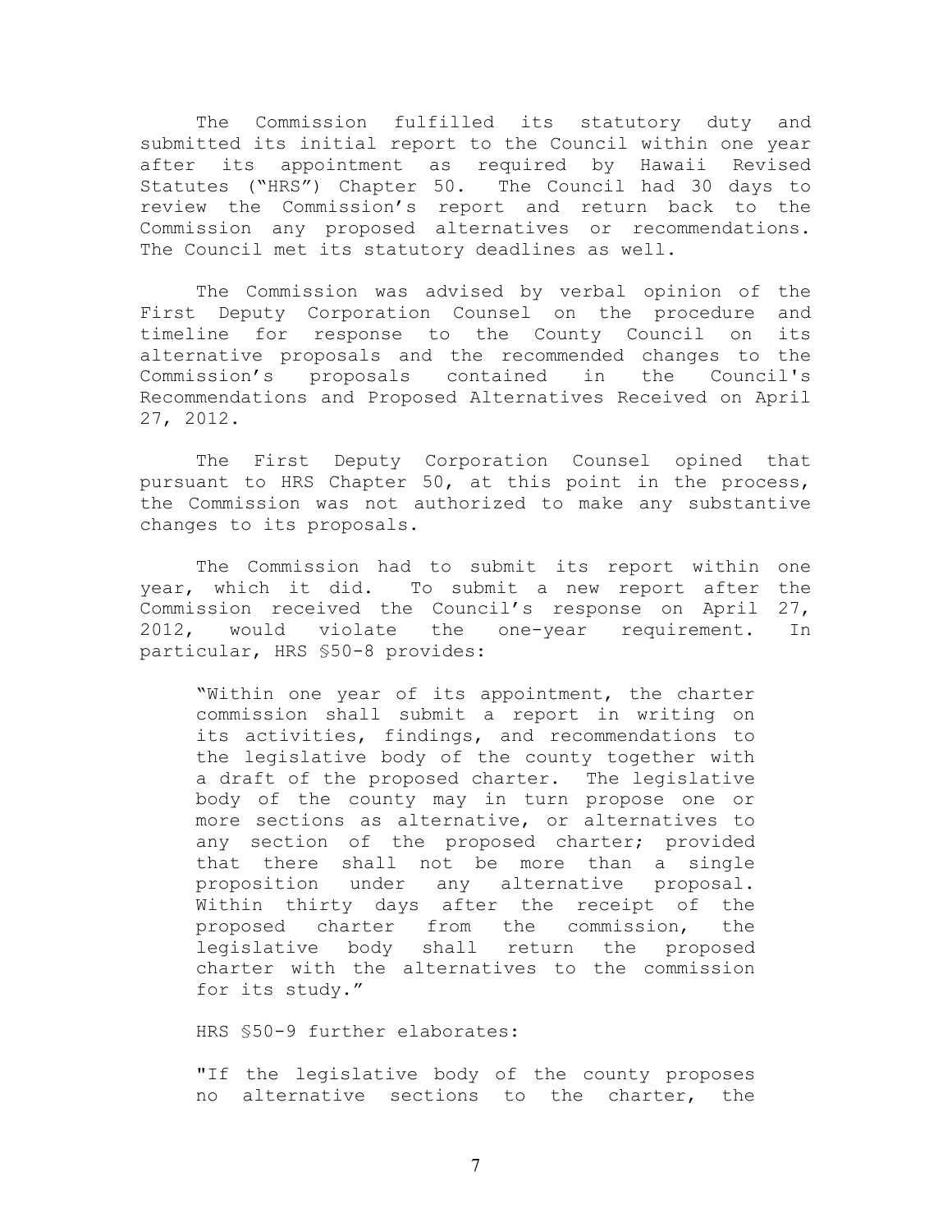The Commission fulfilled its statutory duty and submitted its initial report to the Council within one year after its appointment as required by Hawaii Revised Statutes ("HRS") Chapter 50. The Council had 30 days to review the Commission's report and return back to the Commission any proposed alternatives or recommendations. The Council met its statutory deadlines as well.

The Commission was advised by verbal opinion of the First Deputy Corporation Counsel on the procedure and timeline for response to the County Council on its alternative proposals and the recommended changes to the Commission's proposals contained in the Council's Recommendations and Proposed Alternatives Received on April 27, 2012.

The First Deputy Corporation Counsel opined that pursuant to HRS Chapter 50, at this point in the process, the Commission was not authorized to make any substantive changes to its proposals.

The Commission had to submit its report within one year, which it did. To submit a new report after the Commission received the Council's response on April 27, 2012, would violate the one-year requirement. In particular, HRS §50-8 provides:

> "Within one year of its appointment, the charter commission shall submit a report in writing on its activities, findings, and recommendations to the legislative body of the county together with a draft of the proposed charter. The legislative body of the county may in turn propose one or more sections as alternative, or alternatives to any section of the proposed charter; provided that there shall not be more than a single proposition under any alternative proposal. Within thirty days after the receipt of the proposed charter from the commission, the legislative body shall return the proposed charter with the alternatives to the commission for its study."

HRS §50-9 further elaborates:

> "If the legislative body of the county proposes no alternative sections to the charter, the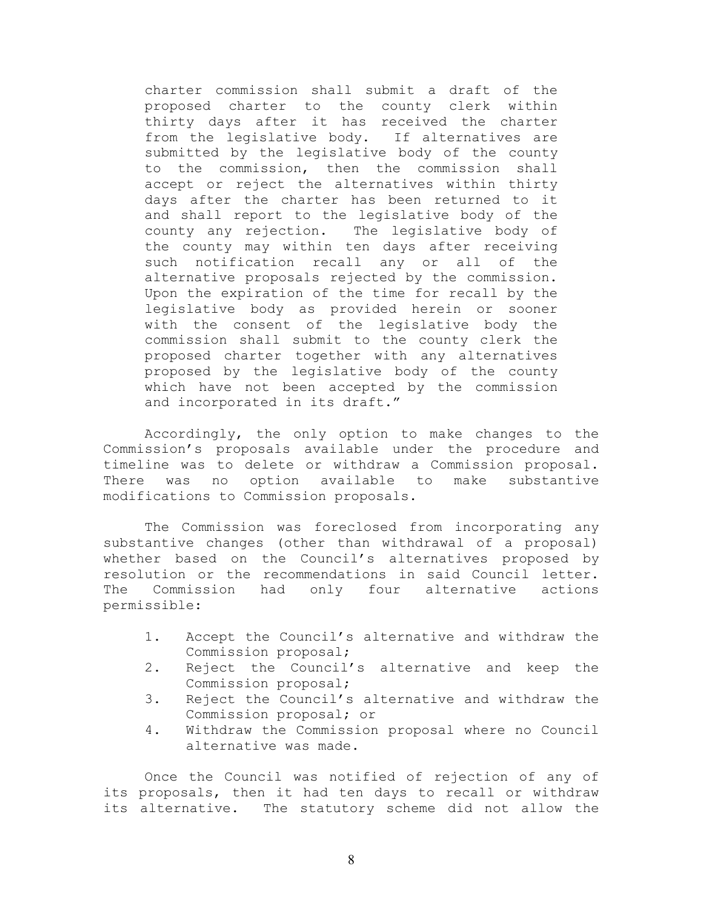> charter commission shall submit a draft of the proposed charter to the county clerk within thirty days after it has received the charter from the legislative body. If alternatives are submitted by the legislative body of the county to the commission, then the commission shall accept or reject the alternatives within thirty days after the charter has been returned to it and shall report to the legislative body of the county any rejection. The legislative body of the county may within ten days after receiving such notification recall any or all of the alternative proposals rejected by the commission. Upon the expiration of the time for recall by the legislative body as provided herein or sooner with the consent of the legislative body the commission shall submit to the county clerk the proposed charter together with any alternatives proposed by the legislative body of the county which have not been accepted by the commission and incorporated in its draft."

Accordingly, the only option to make changes to the Commission's proposals available under the procedure and timeline was to delete or withdraw a Commission proposal. There was no option available to make substantive modifications to Commission proposals.

The Commission was foreclosed from incorporating any substantive changes (other than withdrawal of a proposal) whether based on the Council's alternatives proposed by resolution or the recommendations in said Council letter. The Commission had only four alternative actions permissible:

1. Accept the Council's alternative and withdraw the Commission proposal;
2. Reject the Council's alternative and keep the Commission proposal;
3. Reject the Council's alternative and withdraw the Commission proposal; or
4. Withdraw the Commission proposal where no Council alternative was made.

Once the Council was notified of rejection of any of its proposals, then it had ten days to recall or withdraw its alternative. The statutory scheme did not allow the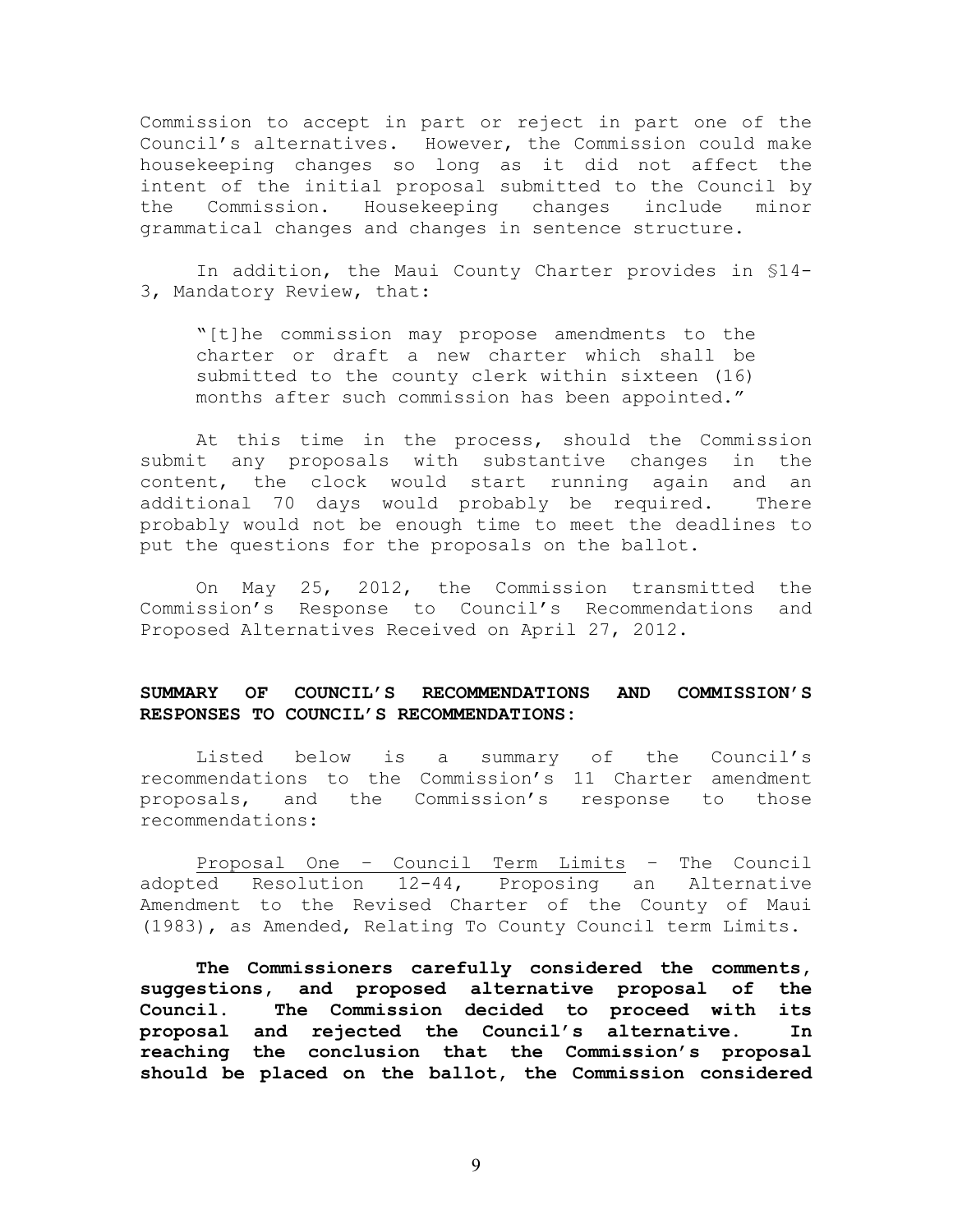Commission to accept in part or reject in part one of the Council's alternatives. However, the Commission could make housekeeping changes so long as it did not affect the intent of the initial proposal submitted to the Council by the Commission. Housekeeping changes include minor grammatical changes and changes in sentence structure.

In addition, the Maui County Charter provides in §14-3, Mandatory Review, that:

> "[t]he commission may propose amendments to the charter or draft a new charter which shall be submitted to the county clerk within sixteen (16) months after such commission has been appointed."

At this time in the process, should the Commission submit any proposals with substantive changes in the content, the clock would start running again and an additional 70 days would probably be required. There probably would not be enough time to meet the deadlines to put the questions for the proposals on the ballot.

On May 25, 2012, the Commission transmitted the Commission's Response to Council's Recommendations and Proposed Alternatives Received on April 27, 2012.

**SUMMARY OF COUNCIL'S RECOMMENDATIONS AND COMMISSION'S RESPONSES TO COUNCIL'S RECOMMENDATIONS:**

Listed below is a summary of the Council's recommendations to the Commission's 11 Charter amendment proposals, and the Commission's response to those recommendations:

<u>Proposal One – Council Term Limits</u> – The Council adopted Resolution 12-44, Proposing an Alternative Amendment to the Revised Charter of the County of Maui (1983), as Amended, Relating To County Council term Limits.

**The Commissioners carefully considered the comments, suggestions, and proposed alternative proposal of the Council. The Commission decided to proceed with its proposal and rejected the Council's alternative. In reaching the conclusion that the Commission's proposal should be placed on the ballot, the Commission considered**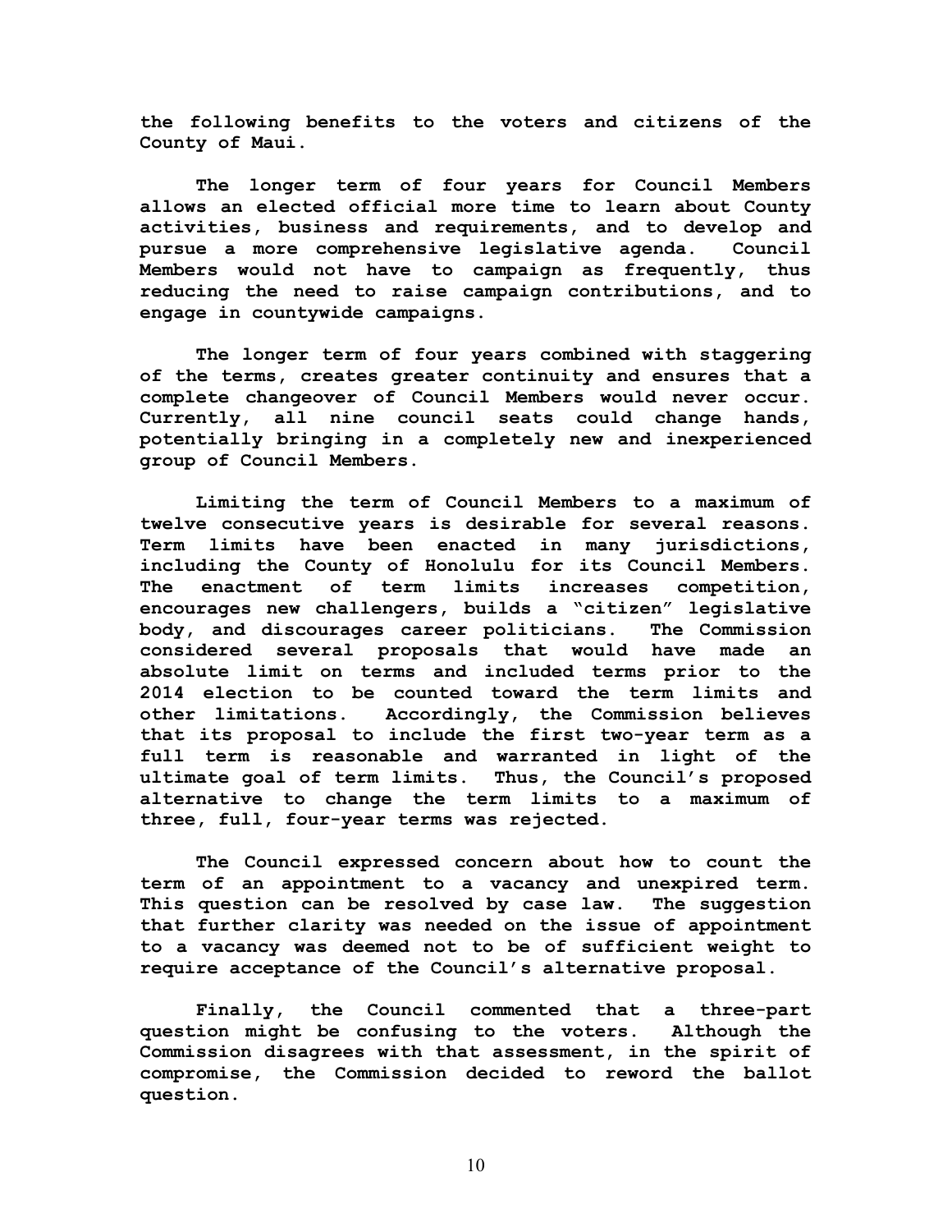**the following benefits to the voters and citizens of the County of Maui.**

**The longer term of four years for Council Members allows an elected official more time to learn about County activities, business and requirements, and to develop and pursue a more comprehensive legislative agenda. Council Members would not have to campaign as frequently, thus reducing the need to raise campaign contributions, and to engage in countywide campaigns.**

**The longer term of four years combined with staggering of the terms, creates greater continuity and ensures that a complete changeover of Council Members would never occur. Currently, all nine council seats could change hands, potentially bringing in a completely new and inexperienced group of Council Members.**

**Limiting the term of Council Members to a maximum of twelve consecutive years is desirable for several reasons. Term limits have been enacted in many jurisdictions, including the County of Honolulu for its Council Members. The enactment of term limits increases competition, encourages new challengers, builds a "citizen" legislative body, and discourages career politicians. The Commission considered several proposals that would have made an absolute limit on terms and included terms prior to the 2014 election to be counted toward the term limits and other limitations. Accordingly, the Commission believes that its proposal to include the first two-year term as a full term is reasonable and warranted in light of the ultimate goal of term limits. Thus, the Council's proposed alternative to change the term limits to a maximum of three, full, four-year terms was rejected.**

**The Council expressed concern about how to count the term of an appointment to a vacancy and unexpired term. This question can be resolved by case law. The suggestion that further clarity was needed on the issue of appointment to a vacancy was deemed not to be of sufficient weight to require acceptance of the Council's alternative proposal.**

**Finally, the Council commented that a three-part question might be confusing to the voters. Although the Commission disagrees with that assessment, in the spirit of compromise, the Commission decided to reword the ballot question.**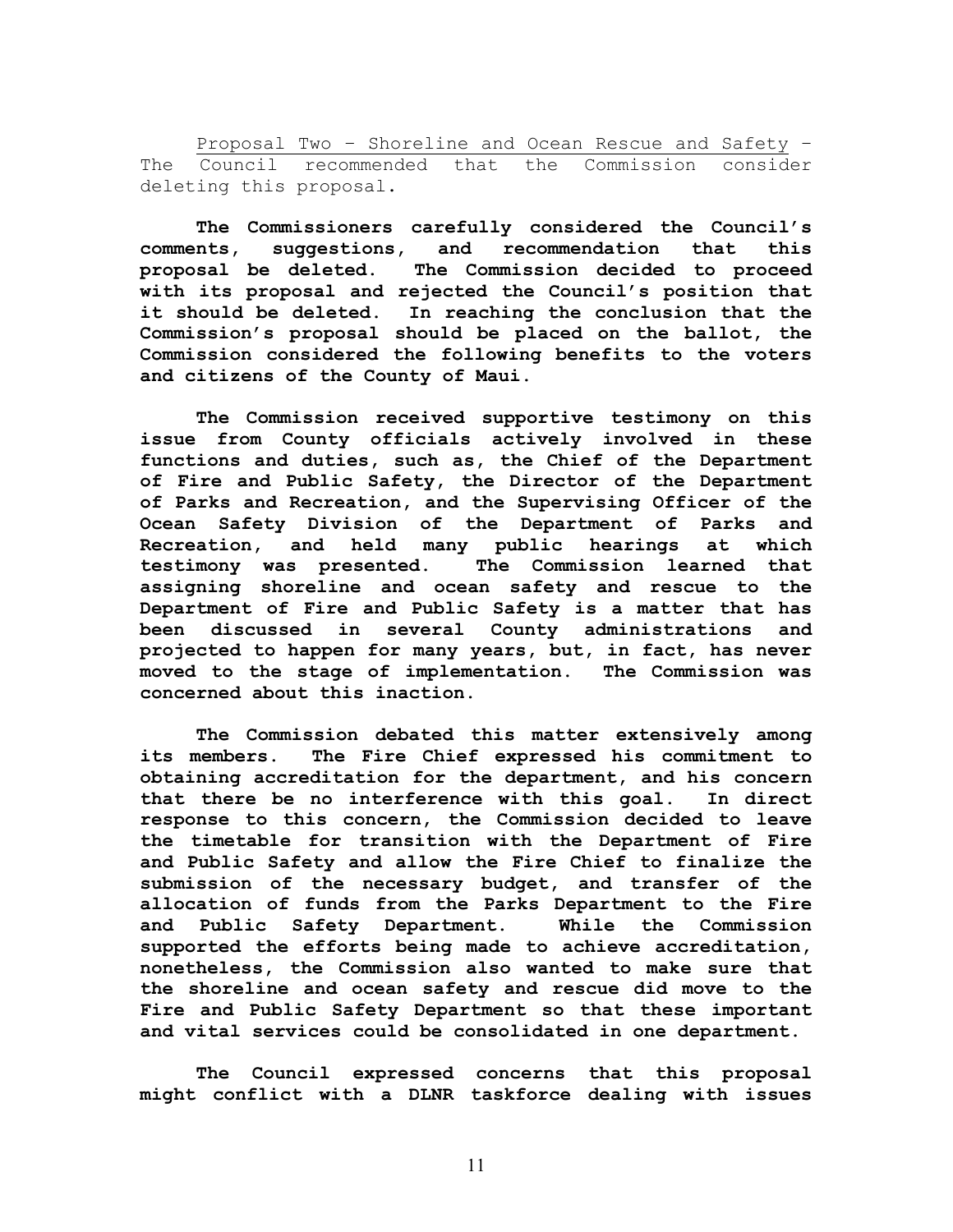Proposal Two – Shoreline and Ocean Rescue and Safety – The Council recommended that the Commission consider deleting this proposal.

**The Commissioners carefully considered the Council's comments, suggestions, and recommendation that this proposal be deleted. The Commission decided to proceed with its proposal and rejected the Council's position that it should be deleted. In reaching the conclusion that the Commission's proposal should be placed on the ballot, the Commission considered the following benefits to the voters and citizens of the County of Maui.**

**The Commission received supportive testimony on this issue from County officials actively involved in these functions and duties, such as, the Chief of the Department of Fire and Public Safety, the Director of the Department of Parks and Recreation, and the Supervising Officer of the Ocean Safety Division of the Department of Parks and Recreation, and held many public hearings at which testimony was presented. The Commission learned that assigning shoreline and ocean safety and rescue to the Department of Fire and Public Safety is a matter that has been discussed in several County administrations and projected to happen for many years, but, in fact, has never moved to the stage of implementation. The Commission was concerned about this inaction.**

**The Commission debated this matter extensively among its members. The Fire Chief expressed his commitment to obtaining accreditation for the department, and his concern that there be no interference with this goal. In direct response to this concern, the Commission decided to leave the timetable for transition with the Department of Fire and Public Safety and allow the Fire Chief to finalize the submission of the necessary budget, and transfer of the allocation of funds from the Parks Department to the Fire and Public Safety Department. While the Commission supported the efforts being made to achieve accreditation, nonetheless, the Commission also wanted to make sure that the shoreline and ocean safety and rescue did move to the Fire and Public Safety Department so that these important and vital services could be consolidated in one department.**

**The Council expressed concerns that this proposal might conflict with a DLNR taskforce dealing with issues**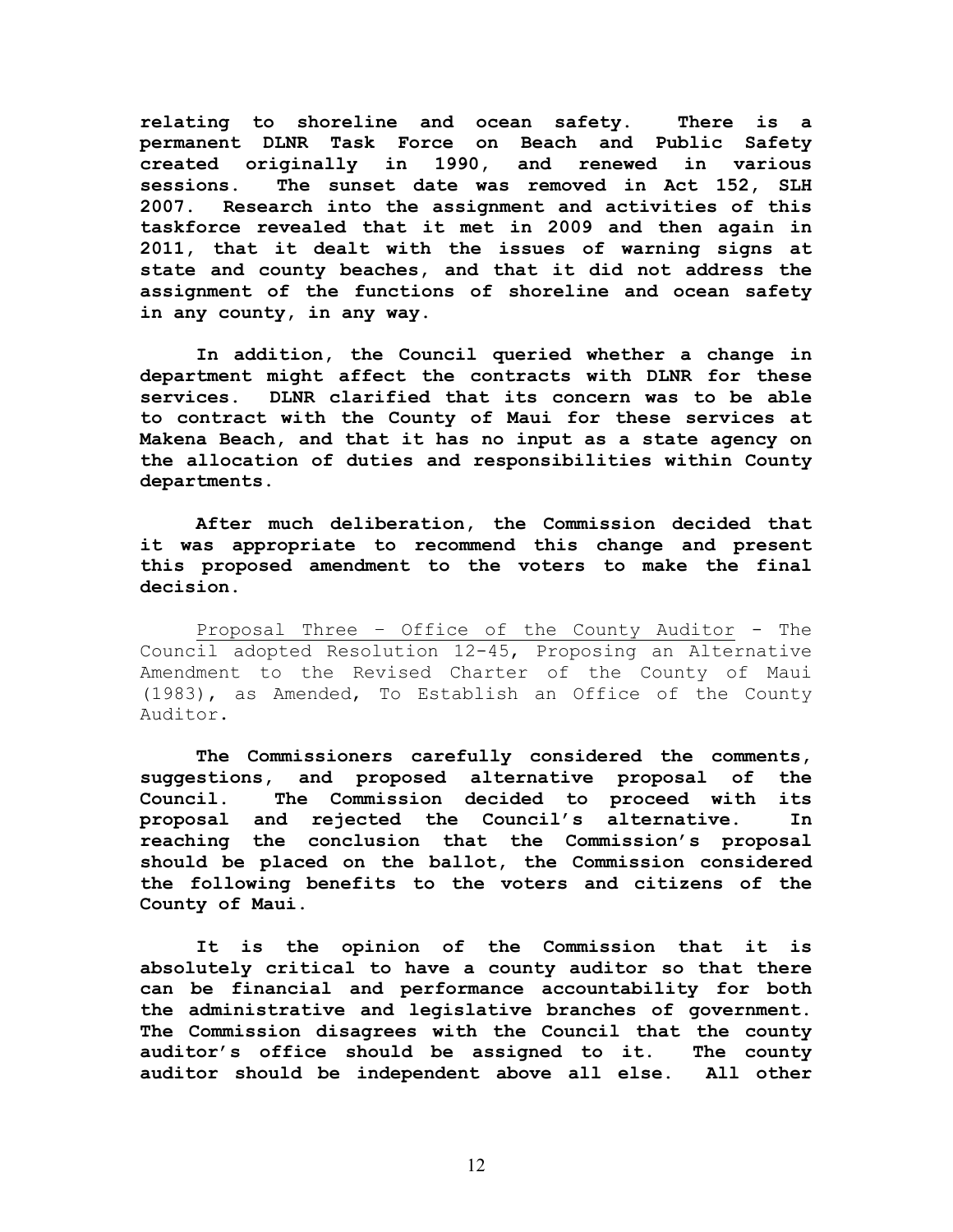**relating to shoreline and ocean safety. There is a permanent DLNR Task Force on Beach and Public Safety created originally in 1990, and renewed in various sessions. The sunset date was removed in Act 152, SLH 2007. Research into the assignment and activities of this taskforce revealed that it met in 2009 and then again in 2011, that it dealt with the issues of warning signs at state and county beaches, and that it did not address the assignment of the functions of shoreline and ocean safety in any county, in any way.**

**In addition, the Council queried whether a change in department might affect the contracts with DLNR for these services. DLNR clarified that its concern was to be able to contract with the County of Maui for these services at Makena Beach, and that it has no input as a state agency on the allocation of duties and responsibilities within County departments.**

**After much deliberation, the Commission decided that it was appropriate to recommend this change and present this proposed amendment to the voters to make the final decision.**

<u>Proposal Three – Office of the County Auditor</u> - The Council adopted Resolution 12-45, Proposing an Alternative Amendment to the Revised Charter of the County of Maui (1983), as Amended, To Establish an Office of the County Auditor.

**The Commissioners carefully considered the comments, suggestions, and proposed alternative proposal of the Council. The Commission decided to proceed with its proposal and rejected the Council's alternative. In reaching the conclusion that the Commission's proposal should be placed on the ballot, the Commission considered the following benefits to the voters and citizens of the County of Maui.**

**It is the opinion of the Commission that it is absolutely critical to have a county auditor so that there can be financial and performance accountability for both the administrative and legislative branches of government. The Commission disagrees with the Council that the county auditor's office should be assigned to it. The county auditor should be independent above all else. All other**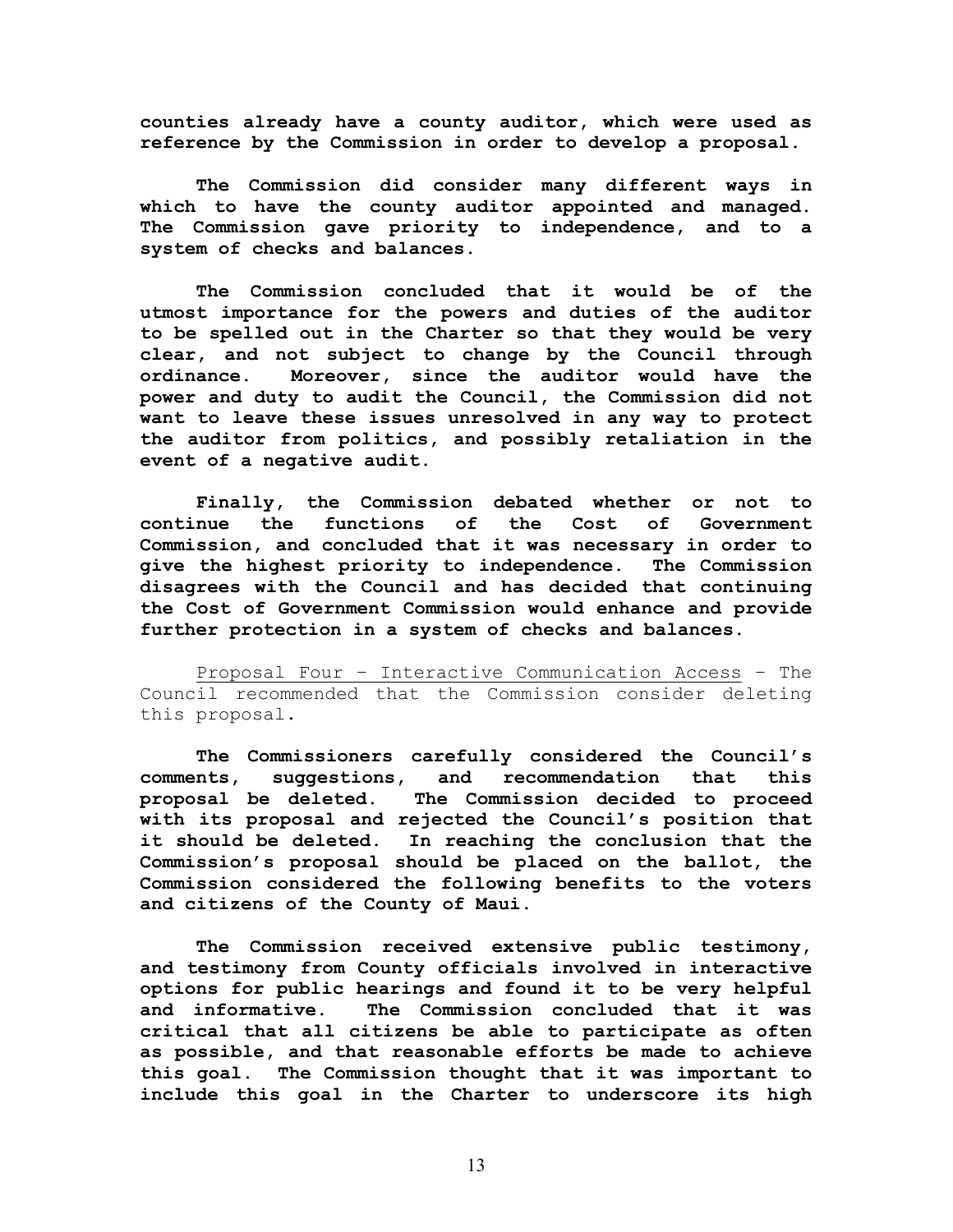**counties already have a county auditor, which were used as reference by the Commission in order to develop a proposal.**

**The Commission did consider many different ways in which to have the county auditor appointed and managed. The Commission gave priority to independence, and to a system of checks and balances.**

**The Commission concluded that it would be of the utmost importance for the powers and duties of the auditor to be spelled out in the Charter so that they would be very clear, and not subject to change by the Council through ordinance. Moreover, since the auditor would have the power and duty to audit the Council, the Commission did not want to leave these issues unresolved in any way to protect the auditor from politics, and possibly retaliation in the event of a negative audit.**

**Finally, the Commission debated whether or not to continue the functions of the Cost of Government Commission, and concluded that it was necessary in order to give the highest priority to independence. The Commission disagrees with the Council and has decided that continuing the Cost of Government Commission would enhance and provide further protection in a system of checks and balances.**

<u>Proposal Four – Interactive Communication Access</u> – The Council recommended that the Commission consider deleting this proposal.

**The Commissioners carefully considered the Council's comments, suggestions, and recommendation that this proposal be deleted. The Commission decided to proceed with its proposal and rejected the Council's position that it should be deleted. In reaching the conclusion that the Commission's proposal should be placed on the ballot, the Commission considered the following benefits to the voters and citizens of the County of Maui.**

**The Commission received extensive public testimony, and testimony from County officials involved in interactive options for public hearings and found it to be very helpful and informative. The Commission concluded that it was critical that all citizens be able to participate as often as possible, and that reasonable efforts be made to achieve this goal. The Commission thought that it was important to include this goal in the Charter to underscore its high**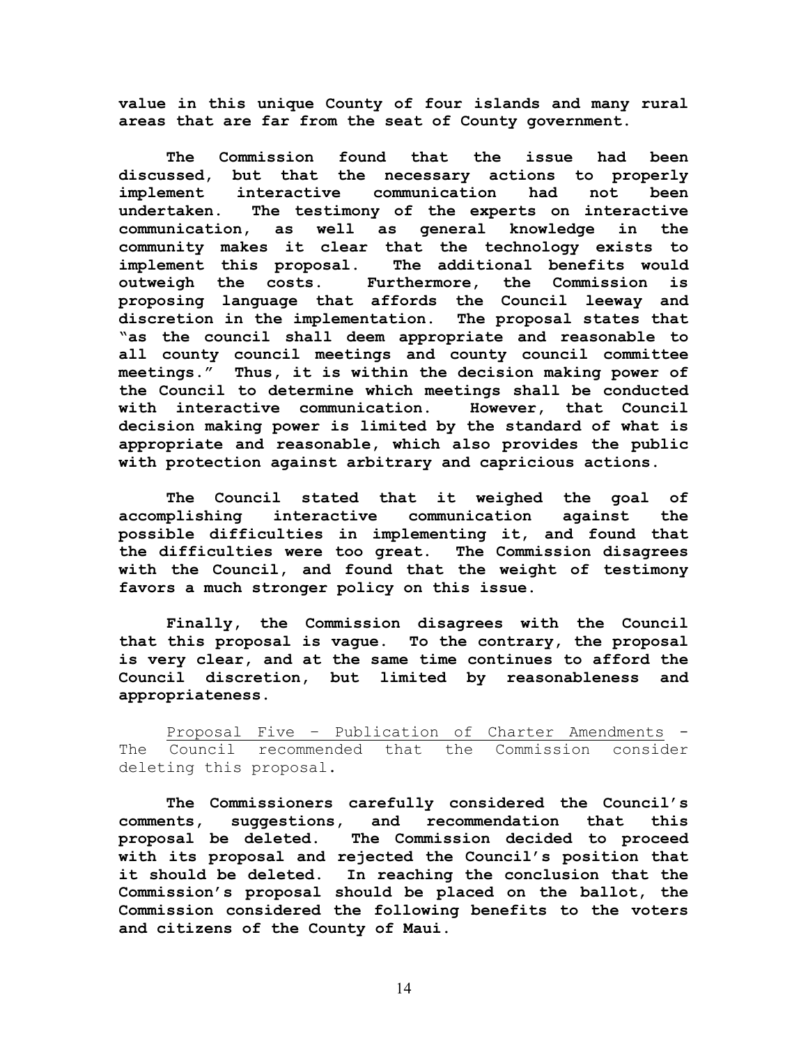**value in this unique County of four islands and many rural areas that are far from the seat of County government.**

**The Commission found that the issue had been discussed, but that the necessary actions to properly implement interactive communication had not been undertaken. The testimony of the experts on interactive communication, as well as general knowledge in the community makes it clear that the technology exists to implement this proposal. The additional benefits would outweigh the costs. Furthermore, the Commission is proposing language that affords the Council leeway and discretion in the implementation. The proposal states that "as the council shall deem appropriate and reasonable to all county council meetings and county council committee meetings." Thus, it is within the decision making power of the Council to determine which meetings shall be conducted with interactive communication. However, that Council decision making power is limited by the standard of what is appropriate and reasonable, which also provides the public with protection against arbitrary and capricious actions.**

**The Council stated that it weighed the goal of accomplishing interactive communication against the possible difficulties in implementing it, and found that the difficulties were too great. The Commission disagrees with the Council, and found that the weight of testimony favors a much stronger policy on this issue.**

**Finally, the Commission disagrees with the Council that this proposal is vague. To the contrary, the proposal is very clear, and at the same time continues to afford the Council discretion, but limited by reasonableness and appropriateness.**

<u>Proposal Five – Publication of Charter Amendments</u> - The Council recommended that the Commission consider deleting this proposal.

**The Commissioners carefully considered the Council's comments, suggestions, and recommendation that this proposal be deleted. The Commission decided to proceed with its proposal and rejected the Council's position that it should be deleted. In reaching the conclusion that the Commission's proposal should be placed on the ballot, the Commission considered the following benefits to the voters and citizens of the County of Maui.**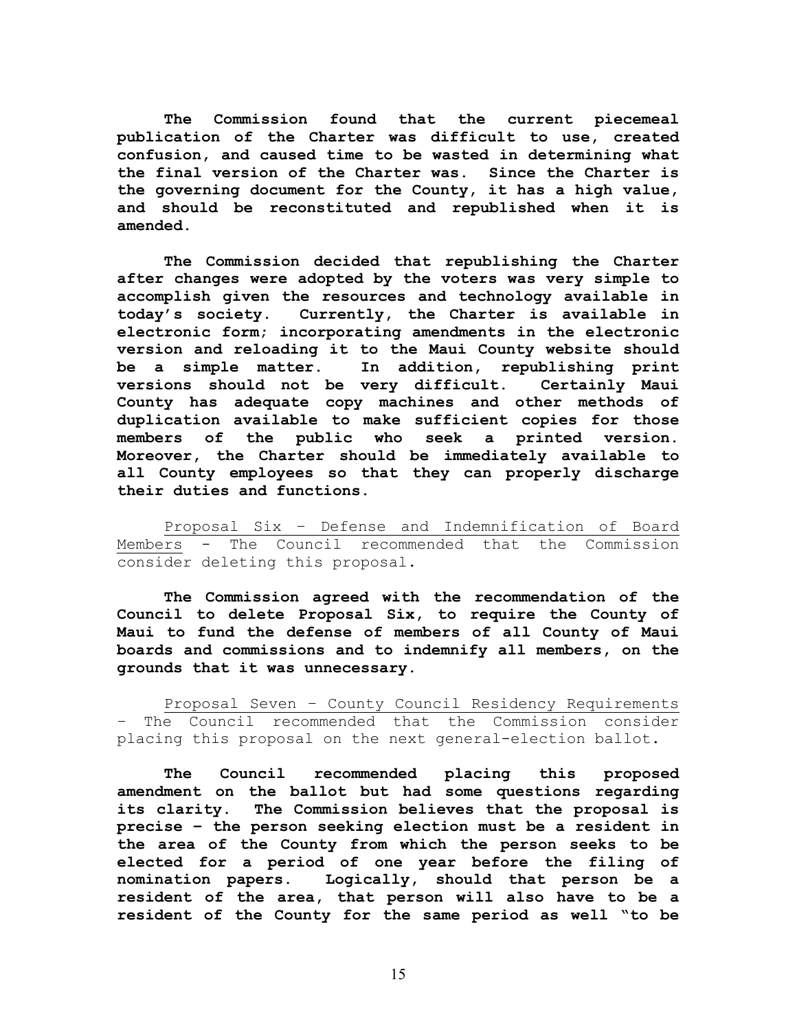**The Commission found that the current piecemeal publication of the Charter was difficult to use, created confusion, and caused time to be wasted in determining what the final version of the Charter was. Since the Charter is the governing document for the County, it has a high value, and should be reconstituted and republished when it is amended.**

**The Commission decided that republishing the Charter after changes were adopted by the voters was very simple to accomplish given the resources and technology available in today's society. Currently, the Charter is available in electronic form; incorporating amendments in the electronic version and reloading it to the Maui County website should be a simple matter. In addition, republishing print versions should not be very difficult. Certainly Maui County has adequate copy machines and other methods of duplication available to make sufficient copies for those members of the public who seek a printed version. Moreover, the Charter should be immediately available to all County employees so that they can properly discharge their duties and functions.**

<u>Proposal Six – Defense and Indemnification of Board Members</u> - The Council recommended that the Commission consider deleting this proposal.

**The Commission agreed with the recommendation of the Council to delete Proposal Six, to require the County of Maui to fund the defense of members of all County of Maui boards and commissions and to indemnify all members, on the grounds that it was unnecessary.**

<u>Proposal Seven – County Council Residency Requirements</u> – The Council recommended that the Commission consider placing this proposal on the next general-election ballot.

**The Council recommended placing this proposed amendment on the ballot but had some questions regarding its clarity. The Commission believes that the proposal is precise – the person seeking election must be a resident in the area of the County from which the person seeks to be elected for a period of one year before the filing of nomination papers. Logically, should that person be a resident of the area, that person will also have to be a resident of the County for the same period as well "to be**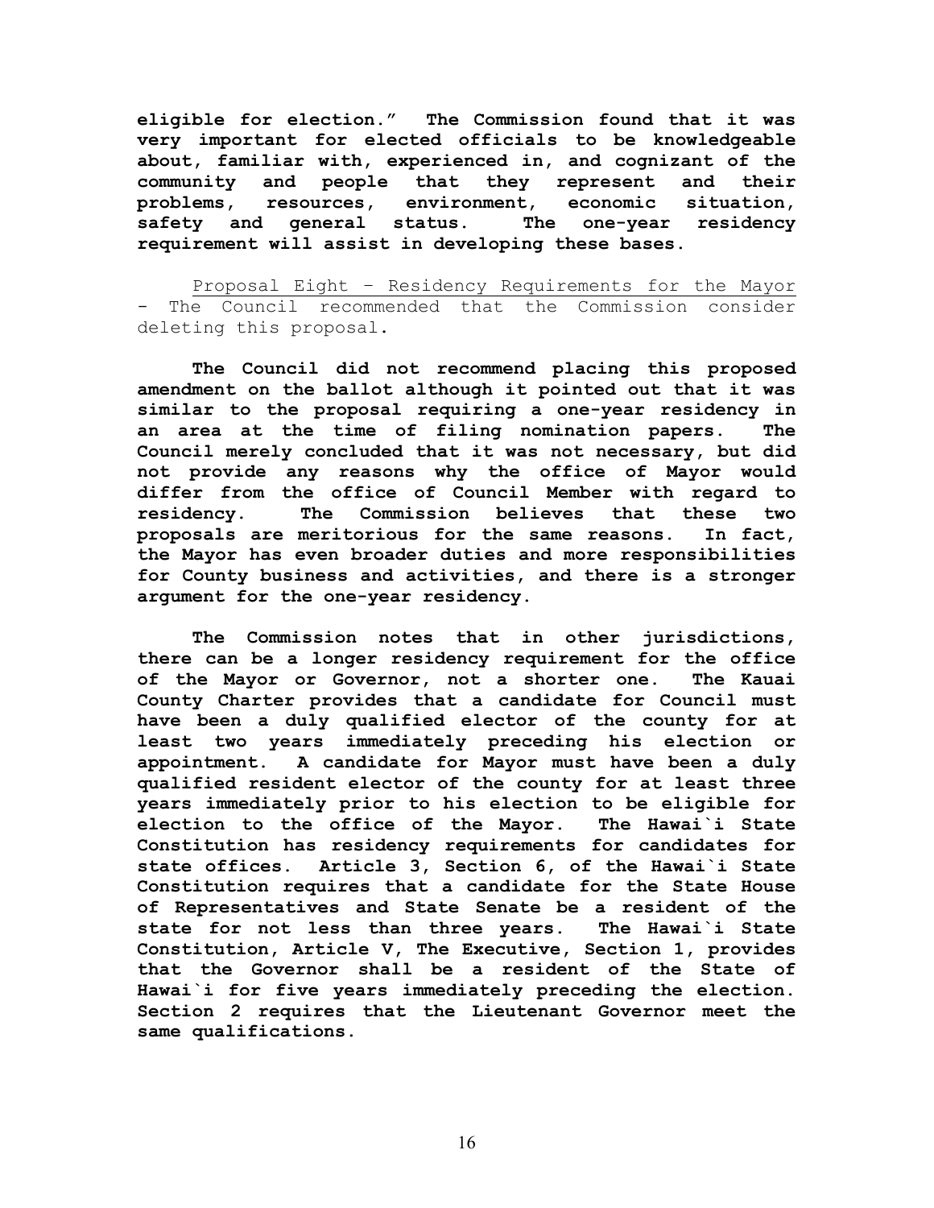**eligible for election." The Commission found that it was very important for elected officials to be knowledgeable about, familiar with, experienced in, and cognizant of the community and people that they represent and their problems, resources, environment, economic situation, safety and general status. The one-year residency requirement will assist in developing these bases.**

Proposal Eight – Residency Requirements for the Mayor - The Council recommended that the Commission consider deleting this proposal.

**The Council did not recommend placing this proposed amendment on the ballot although it pointed out that it was similar to the proposal requiring a one-year residency in an area at the time of filing nomination papers. The Council merely concluded that it was not necessary, but did not provide any reasons why the office of Mayor would differ from the office of Council Member with regard to residency. The Commission believes that these two proposals are meritorious for the same reasons. In fact, the Mayor has even broader duties and more responsibilities for County business and activities, and there is a stronger argument for the one-year residency.**

**The Commission notes that in other jurisdictions, there can be a longer residency requirement for the office of the Mayor or Governor, not a shorter one. The Kauai County Charter provides that a candidate for Council must have been a duly qualified elector of the county for at least two years immediately preceding his election or appointment. A candidate for Mayor must have been a duly qualified resident elector of the county for at least three years immediately prior to his election to be eligible for election to the office of the Mayor. The Hawai`i State Constitution has residency requirements for candidates for state offices. Article 3, Section 6, of the Hawai`i State Constitution requires that a candidate for the State House of Representatives and State Senate be a resident of the state for not less than three years. The Hawai`i State Constitution, Article V, The Executive, Section 1, provides that the Governor shall be a resident of the State of Hawai`i for five years immediately preceding the election. Section 2 requires that the Lieutenant Governor meet the same qualifications.**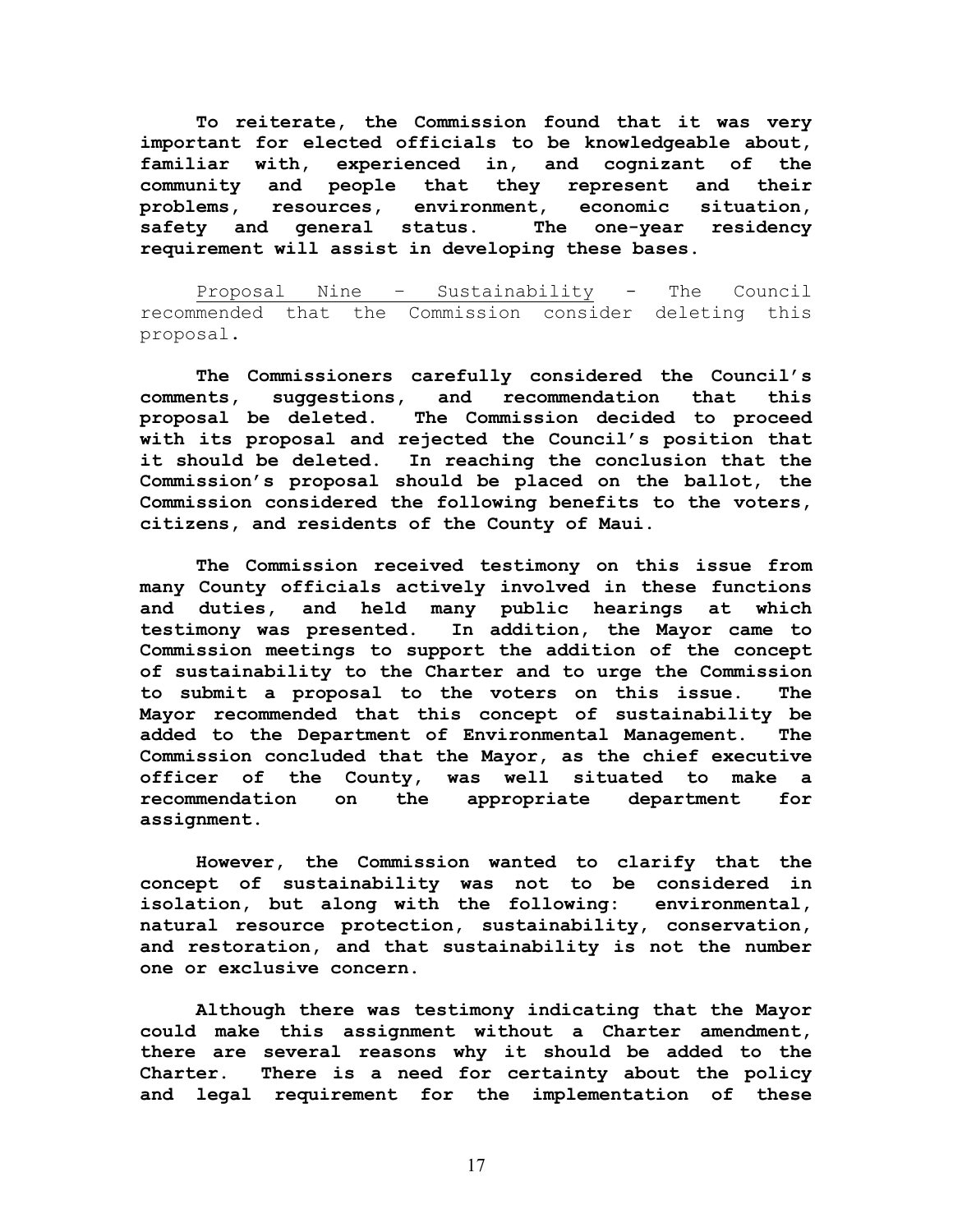**To reiterate, the Commission found that it was very important for elected officials to be knowledgeable about, familiar with, experienced in, and cognizant of the community and people that they represent and their problems, resources, environment, economic situation, safety and general status. The one-year residency requirement will assist in developing these bases.**

Proposal Nine – Sustainability - The Council recommended that the Commission consider deleting this proposal.

**The Commissioners carefully considered the Council's comments, suggestions, and recommendation that this proposal be deleted. The Commission decided to proceed with its proposal and rejected the Council's position that it should be deleted. In reaching the conclusion that the Commission's proposal should be placed on the ballot, the Commission considered the following benefits to the voters, citizens, and residents of the County of Maui.**

**The Commission received testimony on this issue from many County officials actively involved in these functions and duties, and held many public hearings at which testimony was presented. In addition, the Mayor came to Commission meetings to support the addition of the concept of sustainability to the Charter and to urge the Commission to submit a proposal to the voters on this issue. The Mayor recommended that this concept of sustainability be added to the Department of Environmental Management. The Commission concluded that the Mayor, as the chief executive officer of the County, was well situated to make a recommendation on the appropriate department for assignment.**

**However, the Commission wanted to clarify that the concept of sustainability was not to be considered in isolation, but along with the following: environmental, natural resource protection, sustainability, conservation, and restoration, and that sustainability is not the number one or exclusive concern.**

**Although there was testimony indicating that the Mayor could make this assignment without a Charter amendment, there are several reasons why it should be added to the Charter. There is a need for certainty about the policy and legal requirement for the implementation of these**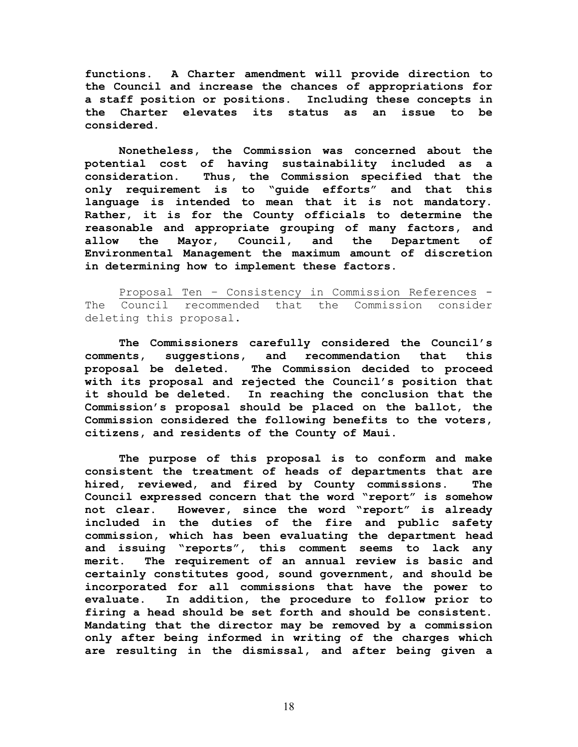**functions. A Charter amendment will provide direction to the Council and increase the chances of appropriations for a staff position or positions. Including these concepts in the Charter elevates its status as an issue to be considered.**

**Nonetheless, the Commission was concerned about the potential cost of having sustainability included as a consideration. Thus, the Commission specified that the only requirement is to "guide efforts" and that this language is intended to mean that it is not mandatory. Rather, it is for the County officials to determine the reasonable and appropriate grouping of many factors, and allow the Mayor, Council, and the Department of Environmental Management the maximum amount of discretion in determining how to implement these factors.**

<u>Proposal Ten – Consistency in Commission References</u> - The Council recommended that the Commission consider deleting this proposal.

**The Commissioners carefully considered the Council's comments, suggestions, and recommendation that this proposal be deleted. The Commission decided to proceed with its proposal and rejected the Council's position that it should be deleted. In reaching the conclusion that the Commission's proposal should be placed on the ballot, the Commission considered the following benefits to the voters, citizens, and residents of the County of Maui.**

**The purpose of this proposal is to conform and make consistent the treatment of heads of departments that are hired, reviewed, and fired by County commissions. The Council expressed concern that the word "report" is somehow not clear. However, since the word "report" is already included in the duties of the fire and public safety commission, which has been evaluating the department head and issuing "reports", this comment seems to lack any merit. The requirement of an annual review is basic and certainly constitutes good, sound government, and should be incorporated for all commissions that have the power to evaluate. In addition, the procedure to follow prior to firing a head should be set forth and should be consistent. Mandating that the director may be removed by a commission only after being informed in writing of the charges which are resulting in the dismissal, and after being given a**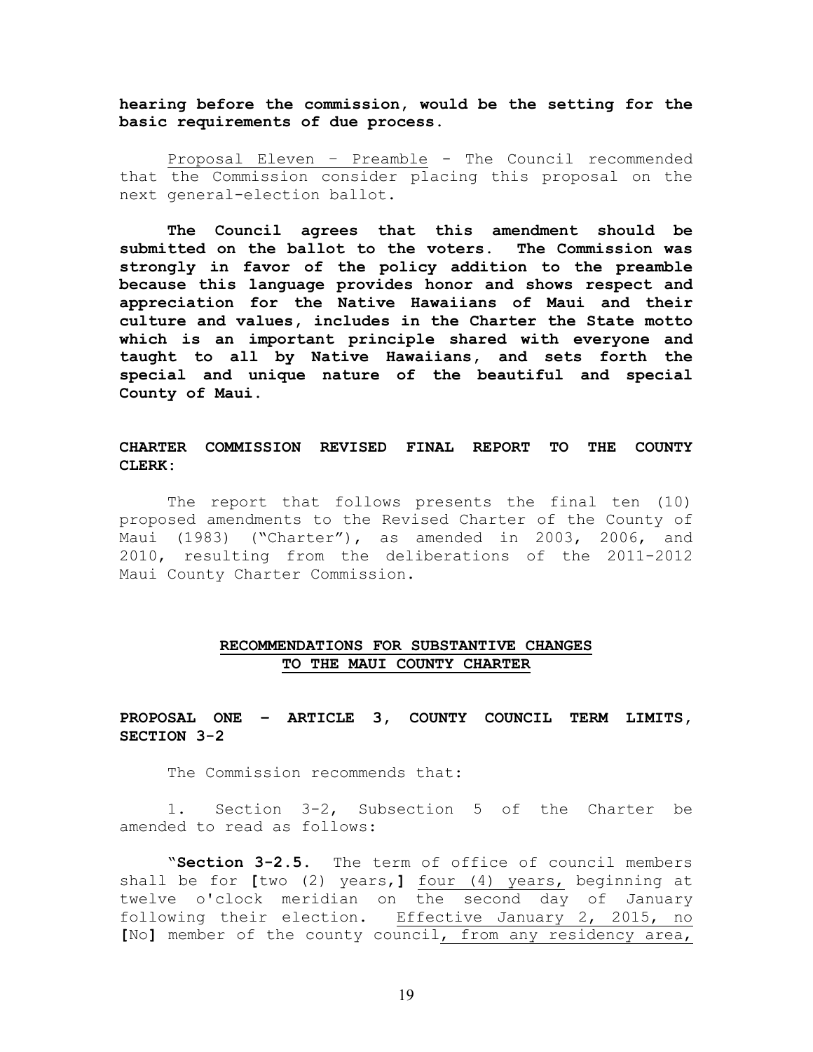**hearing before the commission, would be the setting for the basic requirements of due process.**

<u>Proposal Eleven – Preamble</u> - The Council recommended that the Commission consider placing this proposal on the next general-election ballot.

**The Council agrees that this amendment should be submitted on the ballot to the voters. The Commission was strongly in favor of the policy addition to the preamble because this language provides honor and shows respect and appreciation for the Native Hawaiians of Maui and their culture and values, includes in the Charter the State motto which is an important principle shared with everyone and taught to all by Native Hawaiians, and sets forth the special and unique nature of the beautiful and special County of Maui.**

**CHARTER COMMISSION REVISED FINAL REPORT TO THE COUNTY CLERK:**

The report that follows presents the final ten (10) proposed amendments to the Revised Charter of the County of Maui (1983) ("Charter"), as amended in 2003, 2006, and 2010, resulting from the deliberations of the 2011-2012 Maui County Charter Commission.

## <u>RECOMMENDATIONS FOR SUBSTANTIVE CHANGES TO THE MAUI COUNTY CHARTER</u>

### PROPOSAL ONE – ARTICLE 3, COUNTY COUNCIL TERM LIMITS, SECTION 3-2

The Commission recommends that:

1. Section 3-2, Subsection 5 of the Charter be amended to read as follows:

"**Section 3-2.5.** The term of office of council members shall be for **[**two (2) years,**]** <u>four (4) years,</u> beginning at twelve o'clock meridian on the second day of January following their election. <u>Effective January 2, 2015, no</u> **[**No**]** member of the county council<u>, from any residency area,</u>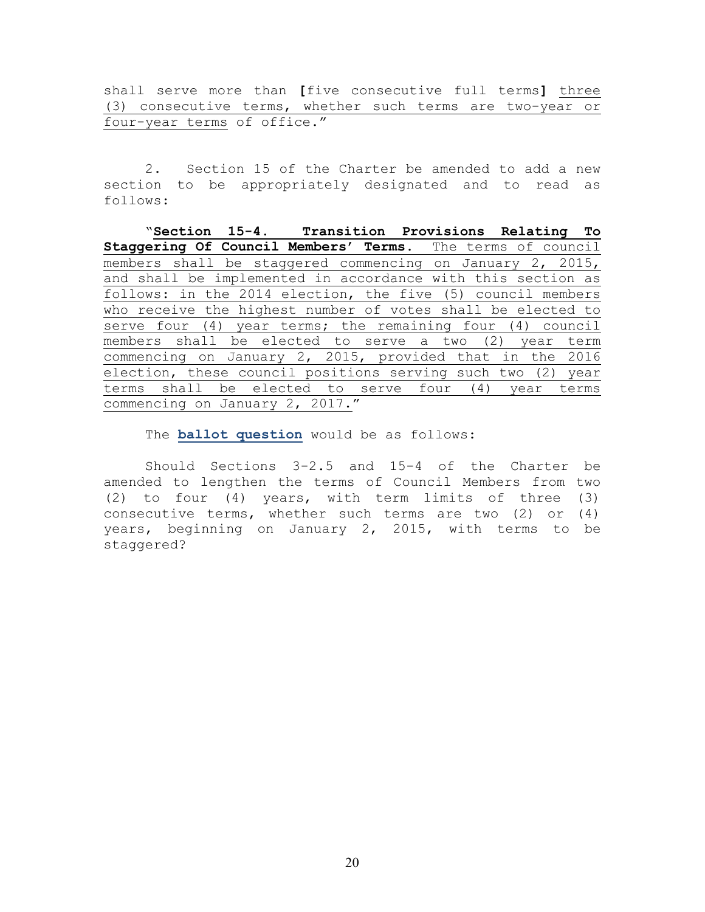shall serve more than **[**five consecutive full terms**]** <u>three (3) consecutive terms, whether such terms are two-year or four-year terms</u> of office."

2. Section 15 of the Charter be amended to add a new section to be appropriately designated and to read as follows:

"<u>**Section 15-4. Transition Provisions Relating To Staggering Of Council Members' Terms.** The terms of council members shall be staggered commencing on January 2, 2015, and shall be implemented in accordance with this section as follows: in the 2014 election, the five (5) council members who receive the highest number of votes shall be elected to serve four (4) year terms; the remaining four (4) council members shall be elected to serve a two (2) year term commencing on January 2, 2015, provided that in the 2016 election, these council positions serving such two (2) year terms shall be elected to serve four (4) year terms commencing on January 2, 2017.</u>"

The **ballot question** would be as follows:

Should Sections 3-2.5 and 15-4 of the Charter be amended to lengthen the terms of Council Members from two (2) to four (4) years, with term limits of three (3) consecutive terms, whether such terms are two (2) or (4) years, beginning on January 2, 2015, with terms to be staggered?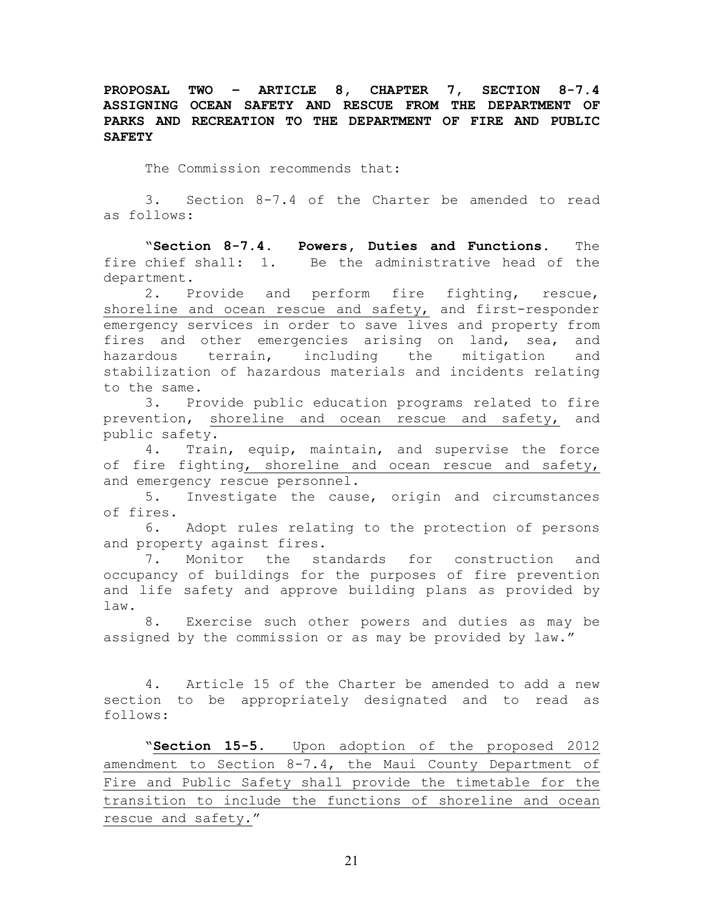**PROPOSAL TWO – ARTICLE 8, CHAPTER 7, SECTION 8-7.4 ASSIGNING OCEAN SAFETY AND RESCUE FROM THE DEPARTMENT OF PARKS AND RECREATION TO THE DEPARTMENT OF FIRE AND PUBLIC SAFETY**

The Commission recommends that:

3. Section 8-7.4 of the Charter be amended to read as follows:

"**Section 8-7.4. Powers, Duties and Functions.** The fire chief shall: 1. Be the administrative head of the department.

2. Provide and perform fire fighting, rescue, <u>shoreline and ocean rescue and safety,</u> and first-responder emergency services in order to save lives and property from fires and other emergencies arising on land, sea, and hazardous terrain, including the mitigation and stabilization of hazardous materials and incidents relating to the same.

3. Provide public education programs related to fire prevention, <u>shoreline and ocean rescue and safety,</u> and public safety.

4. Train, equip, maintain, and supervise the force of fire fighting<u>, shoreline and ocean rescue and safety,</u> and emergency rescue personnel.

5. Investigate the cause, origin and circumstances of fires.

6. Adopt rules relating to the protection of persons and property against fires.

7. Monitor the standards for construction and occupancy of buildings for the purposes of fire prevention and life safety and approve building plans as provided by law.

8. Exercise such other powers and duties as may be assigned by the commission or as may be provided by law."

4. Article 15 of the Charter be amended to add a new section to be appropriately designated and to read as follows:

"**<u>Section 15-5.</u>** <u>Upon adoption of the proposed 2012 amendment to Section 8-7.4, the Maui County Department of Fire and Public Safety shall provide the timetable for the transition to include the functions of shoreline and ocean rescue and safety.</u>"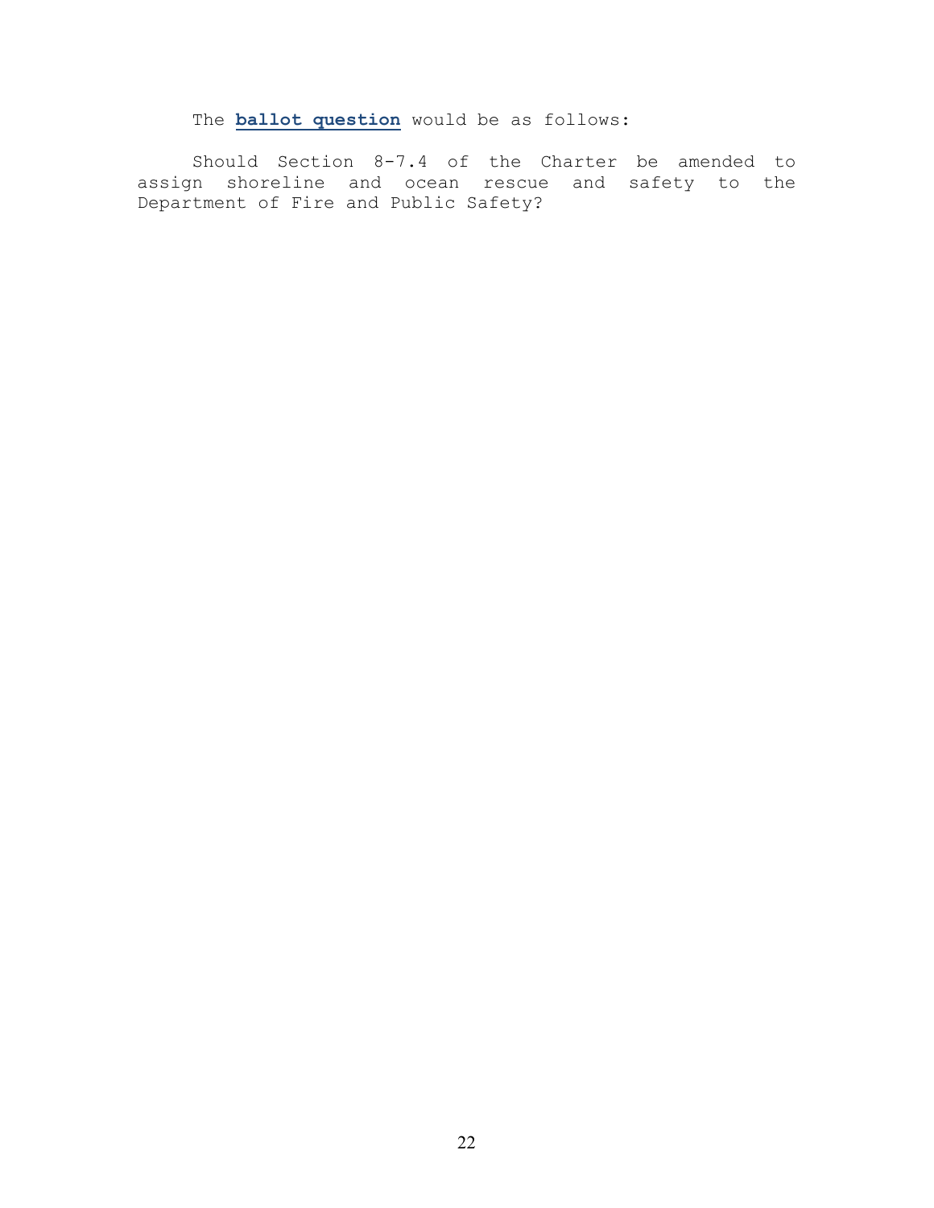The **ballot question** would be as follows:

Should Section 8-7.4 of the Charter be amended to assign shoreline and ocean rescue and safety to the Department of Fire and Public Safety?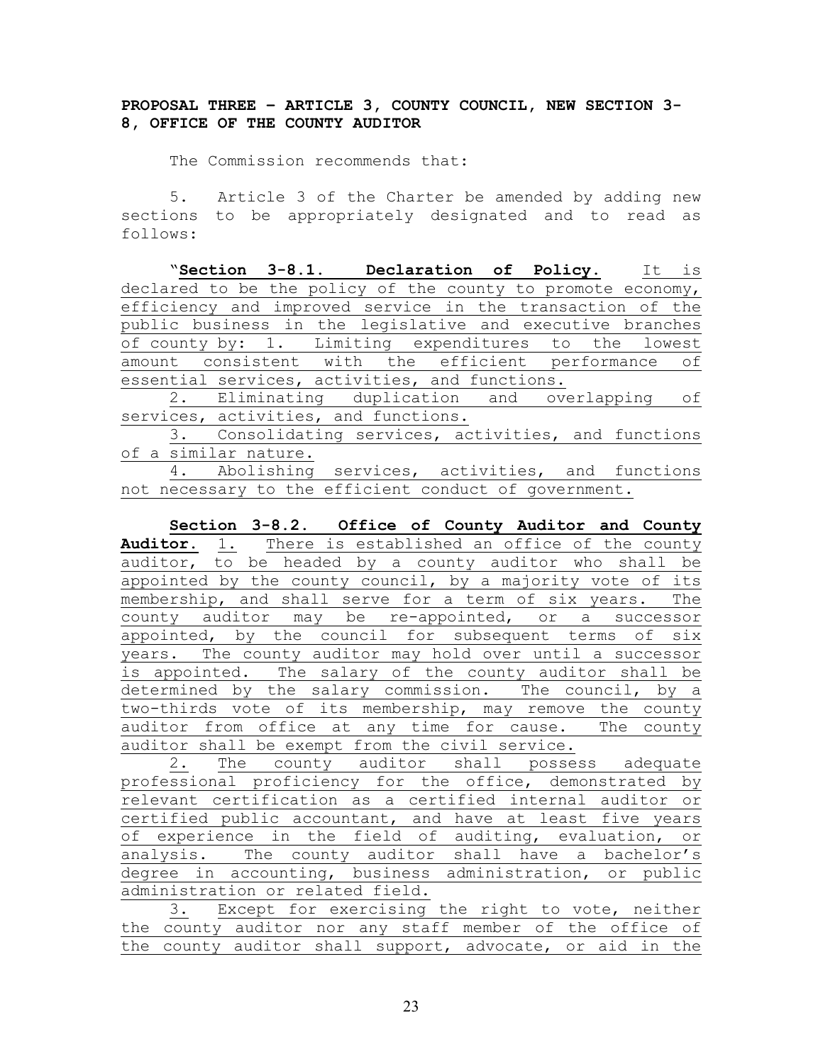**PROPOSAL THREE – ARTICLE 3, COUNTY COUNCIL, NEW SECTION 3-8, OFFICE OF THE COUNTY AUDITOR**

The Commission recommends that:

5. Article 3 of the Charter be amended by adding new sections to be appropriately designated and to read as follows:

"**Section 3-8.1. Declaration of Policy.** It is declared to be the policy of the county to promote economy, efficiency and improved service in the transaction of the public business in the legislative and executive branches of county by: 1. Limiting expenditures to the lowest amount consistent with the efficient performance of essential services, activities, and functions.

2. Eliminating duplication and overlapping of services, activities, and functions.

3. Consolidating services, activities, and functions of a similar nature.

4. Abolishing services, activities, and functions not necessary to the efficient conduct of government.

**Section 3-8.2. Office of County Auditor and County Auditor.** 1. There is established an office of the county auditor, to be headed by a county auditor who shall be appointed by the county council, by a majority vote of its membership, and shall serve for a term of six years. The county auditor may be re-appointed, or a successor appointed, by the council for subsequent terms of six years. The county auditor may hold over until a successor is appointed. The salary of the county auditor shall be determined by the salary commission. The council, by a two-thirds vote of its membership, may remove the county auditor from office at any time for cause. The county auditor shall be exempt from the civil service.

2. The county auditor shall possess adequate professional proficiency for the office, demonstrated by relevant certification as a certified internal auditor or certified public accountant, and have at least five years of experience in the field of auditing, evaluation, or analysis. The county auditor shall have a bachelor's degree in accounting, business administration, or public administration or related field.

3. Except for exercising the right to vote, neither the county auditor nor any staff member of the office of the county auditor shall support, advocate, or aid in the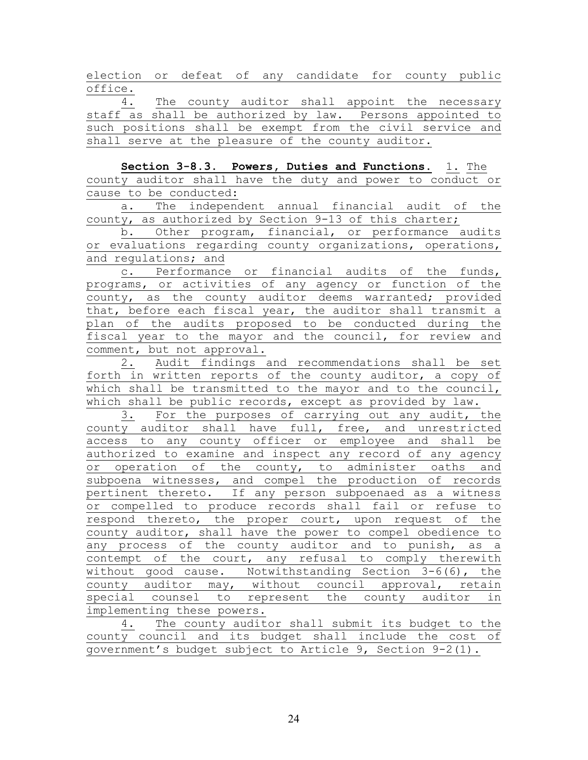election or defeat of any candidate for county public office.

4. The county auditor shall appoint the necessary staff as shall be authorized by law. Persons appointed to such positions shall be exempt from the civil service and shall serve at the pleasure of the county auditor.

**Section 3-8.3. Powers, Duties and Functions.** 1. The county auditor shall have the duty and power to conduct or cause to be conducted:

a. The independent annual financial audit of the county, as authorized by Section 9-13 of this charter;

b. Other program, financial, or performance audits or evaluations regarding county organizations, operations, and regulations; and

c. Performance or financial audits of the funds, programs, or activities of any agency or function of the county, as the county auditor deems warranted; provided that, before each fiscal year, the auditor shall transmit a plan of the audits proposed to be conducted during the fiscal year to the mayor and the council, for review and comment, but not approval.

2. Audit findings and recommendations shall be set forth in written reports of the county auditor, a copy of which shall be transmitted to the mayor and to the council, which shall be public records, except as provided by law.

3. For the purposes of carrying out any audit, the county auditor shall have full, free, and unrestricted access to any county officer or employee and shall be authorized to examine and inspect any record of any agency or operation of the county, to administer oaths and subpoena witnesses, and compel the production of records pertinent thereto. If any person subpoenaed as a witness or compelled to produce records shall fail or refuse to respond thereto, the proper court, upon request of the county auditor, shall have the power to compel obedience to any process of the county auditor and to punish, as a contempt of the court, any refusal to comply therewith without good cause. Notwithstanding Section 3-6(6), the county auditor may, without council approval, retain special counsel to represent the county auditor in implementing these powers.

4. The county auditor shall submit its budget to the county council and its budget shall include the cost of government's budget subject to Article 9, Section 9-2(1).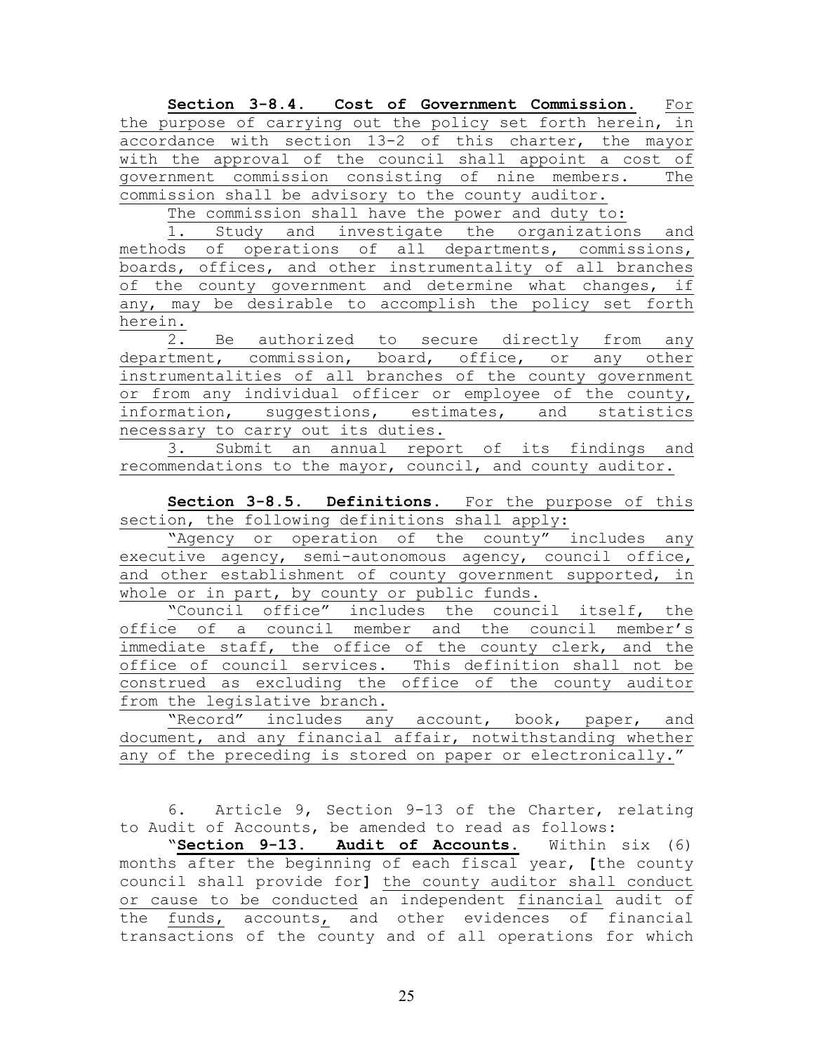**Section 3-8.4. Cost of Government Commission.** For the purpose of carrying out the policy set forth herein, in accordance with section 13-2 of this charter, the mayor with the approval of the council shall appoint a cost of government commission consisting of nine members. The commission shall be advisory to the county auditor.

The commission shall have the power and duty to:

1. Study and investigate the organizations and methods of operations of all departments, commissions, boards, offices, and other instrumentality of all branches of the county government and determine what changes, if any, may be desirable to accomplish the policy set forth herein.

2. Be authorized to secure directly from any department, commission, board, office, or any other instrumentalities of all branches of the county government or from any individual officer or employee of the county, information, suggestions, estimates, and statistics necessary to carry out its duties.

3. Submit an annual report of its findings and recommendations to the mayor, council, and county auditor.

**Section 3-8.5. Definitions.** For the purpose of this section, the following definitions shall apply:

"Agency or operation of the county" includes any executive agency, semi-autonomous agency, council office, and other establishment of county government supported, in whole or in part, by county or public funds.

"Council office" includes the council itself, the office of a council member and the council member's immediate staff, the office of the county clerk, and the office of council services. This definition shall not be construed as excluding the office of the county auditor from the legislative branch.

"Record" includes any account, book, paper, and document, and any financial affair, notwithstanding whether any of the preceding is stored on paper or electronically."

6. Article 9, Section 9-13 of the Charter, relating to Audit of Accounts, be amended to read as follows:

"**Section 9-13. Audit of Accounts.** Within six (6) months after the beginning of each fiscal year, [the county council shall provide for] the county auditor shall conduct or cause to be conducted an independent financial audit of the funds, accounts, and other evidences of financial transactions of the county and of all operations for which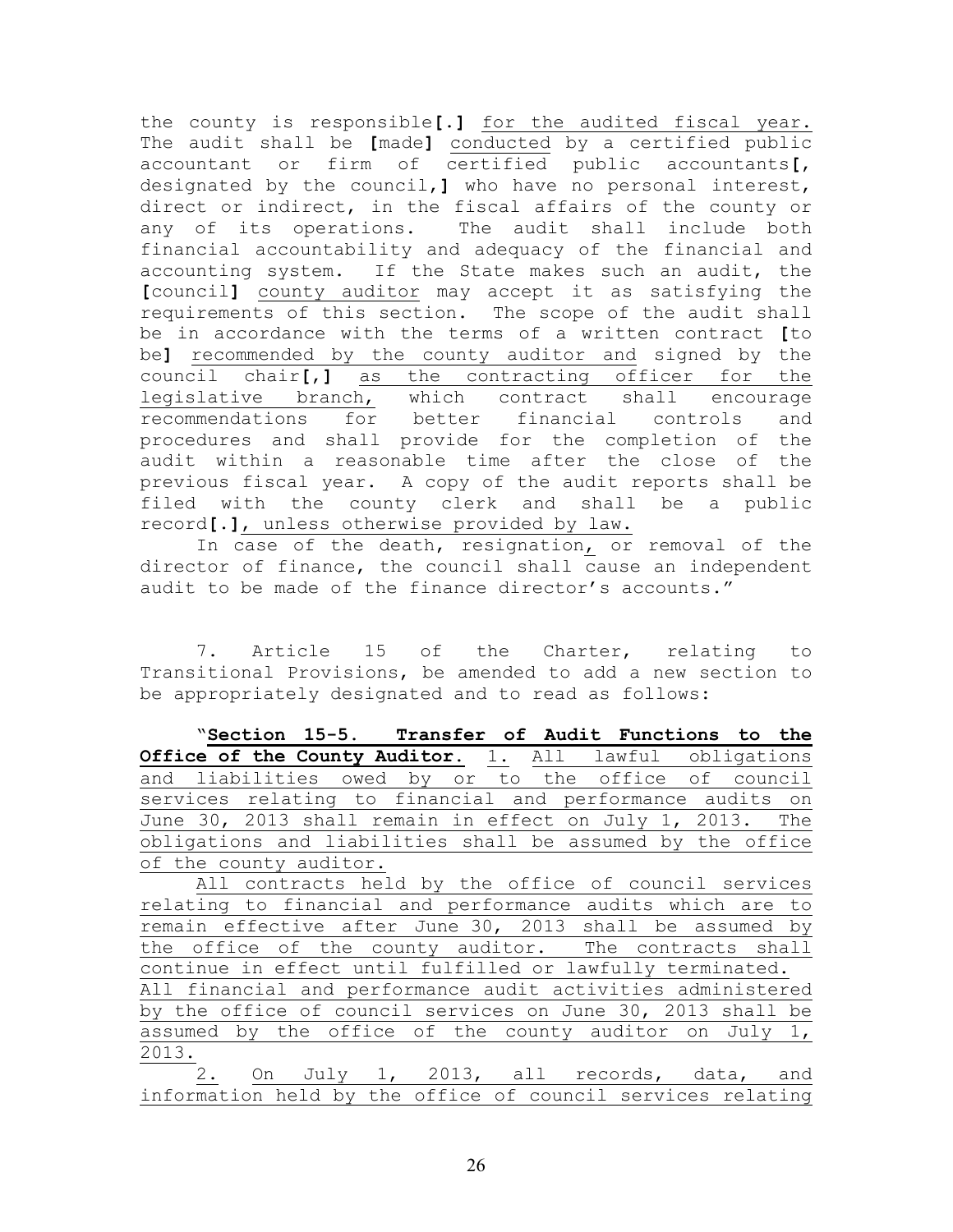the county is responsible[.] for the audited fiscal year. The audit shall be [made] conducted by a certified public accountant or firm of certified public accountants[, designated by the council,] who have no personal interest, direct or indirect, in the fiscal affairs of the county or any of its operations. The audit shall include both financial accountability and adequacy of the financial and accounting system. If the State makes such an audit, the [council] county auditor may accept it as satisfying the requirements of this section. The scope of the audit shall be in accordance with the terms of a written contract [to be] recommended by the county auditor and signed by the council chair[,] as the contracting officer for the legislative branch, which contract shall encourage recommendations for better financial controls and procedures and shall provide for the completion of the audit within a reasonable time after the close of the previous fiscal year. A copy of the audit reports shall be filed with the county clerk and shall be a public record[.], unless otherwise provided by law.

In case of the death, resignation, or removal of the director of finance, the council shall cause an independent audit to be made of the finance director's accounts."

7. Article 15 of the Charter, relating to Transitional Provisions, be amended to add a new section to be appropriately designated and to read as follows:

"**Section 15-5. Transfer of Audit Functions to the Office of the County Auditor.** 1. All lawful obligations and liabilities owed by or to the office of council services relating to financial and performance audits on June 30, 2013 shall remain in effect on July 1, 2013. The obligations and liabilities shall be assumed by the office of the county auditor.

All contracts held by the office of council services relating to financial and performance audits which are to remain effective after June 30, 2013 shall be assumed by the office of the county auditor. The contracts shall continue in effect until fulfilled or lawfully terminated. All financial and performance audit activities administered by the office of council services on June 30, 2013 shall be assumed by the office of the county auditor on July 1, 2013.

2. On July 1, 2013, all records, data, and information held by the office of council services relating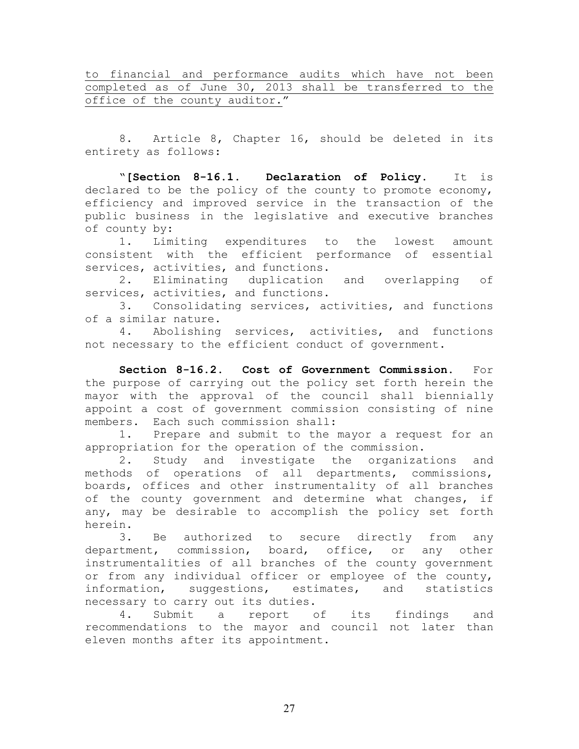to financial and performance audits which have not been completed as of June 30, 2013 shall be transferred to the office of the county auditor."

8. Article 8, Chapter 16, should be deleted in its entirety as follows:

"[**Section 8-16.1. Declaration of Policy.** It is declared to be the policy of the county to promote economy, efficiency and improved service in the transaction of the public business in the legislative and executive branches of county by:

1. Limiting expenditures to the lowest amount consistent with the efficient performance of essential services, activities, and functions.
2. Eliminating duplication and overlapping of services, activities, and functions.
3. Consolidating services, activities, and functions of a similar nature.
4. Abolishing services, activities, and functions not necessary to the efficient conduct of government.

**Section 8-16.2. Cost of Government Commission.** For the purpose of carrying out the policy set forth herein the mayor with the approval of the council shall biennially appoint a cost of government commission consisting of nine members. Each such commission shall:

1. Prepare and submit to the mayor a request for an appropriation for the operation of the commission.
2. Study and investigate the organizations and methods of operations of all departments, commissions, boards, offices and other instrumentality of all branches of the county government and determine what changes, if any, may be desirable to accomplish the policy set forth herein.
3. Be authorized to secure directly from any department, commission, board, office, or any other instrumentalities of all branches of the county government or from any individual officer or employee of the county, information, suggestions, estimates, and statistics necessary to carry out its duties.
4. Submit a report of its findings and recommendations to the mayor and council not later than eleven months after its appointment.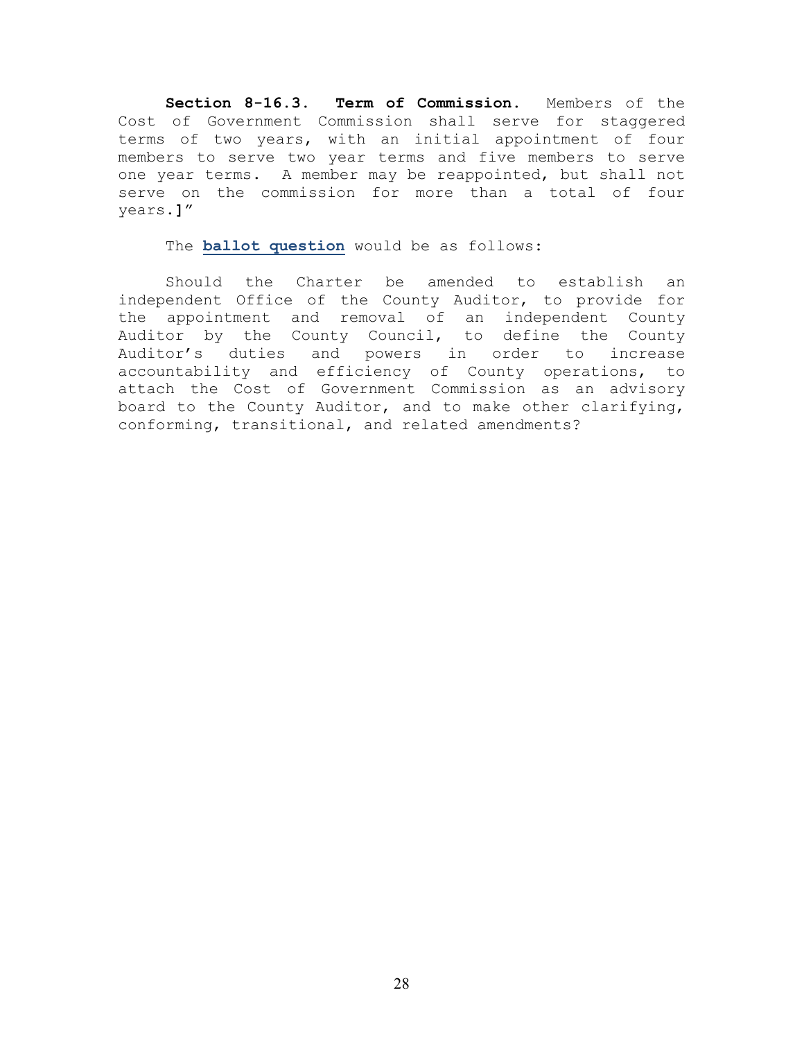**Section 8-16.3. Term of Commission.** Members of the Cost of Government Commission shall serve for staggered terms of two years, with an initial appointment of four members to serve two year terms and five members to serve one year terms. A member may be reappointed, but shall not serve on the commission for more than a total of four years.**]**"

The **ballot question** would be as follows:

Should the Charter be amended to establish an independent Office of the County Auditor, to provide for the appointment and removal of an independent County Auditor by the County Council, to define the County Auditor's duties and powers in order to increase accountability and efficiency of County operations, to attach the Cost of Government Commission as an advisory board to the County Auditor, and to make other clarifying, conforming, transitional, and related amendments?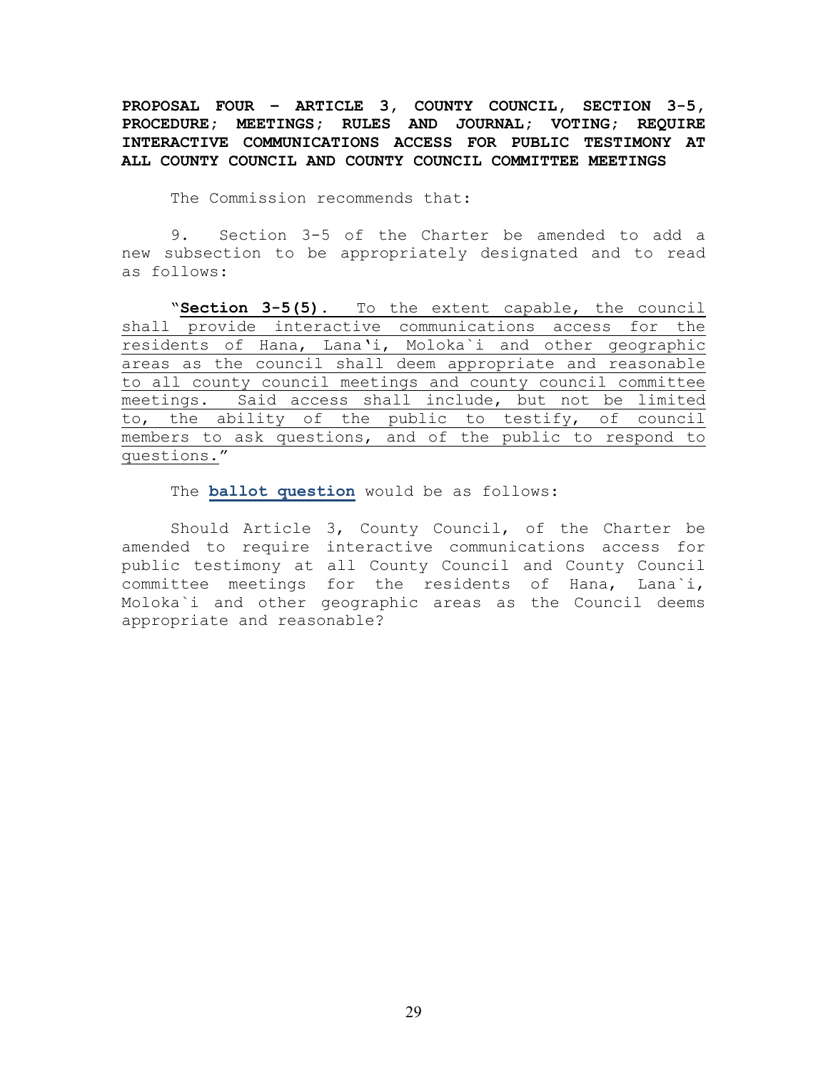**PROPOSAL FOUR – ARTICLE 3, COUNTY COUNCIL, SECTION 3-5, PROCEDURE; MEETINGS; RULES AND JOURNAL; VOTING; REQUIRE INTERACTIVE COMMUNICATIONS ACCESS FOR PUBLIC TESTIMONY AT ALL COUNTY COUNCIL AND COUNTY COUNCIL COMMITTEE MEETINGS**

The Commission recommends that:

9. Section 3-5 of the Charter be amended to add a new subsection to be appropriately designated and to read as follows:

"**Section 3-5(5).** To the extent capable, the council shall provide interactive communications access for the residents of Hana, Lana'i, Moloka`i and other geographic areas as the council shall deem appropriate and reasonable to all county council meetings and county council committee meetings. Said access shall include, but not be limited to, the ability of the public to testify, of council members to ask questions, and of the public to respond to questions."

The **ballot question** would be as follows:

Should Article 3, County Council, of the Charter be amended to require interactive communications access for public testimony at all County Council and County Council committee meetings for the residents of Hana, Lana`i, Moloka`i and other geographic areas as the Council deems appropriate and reasonable?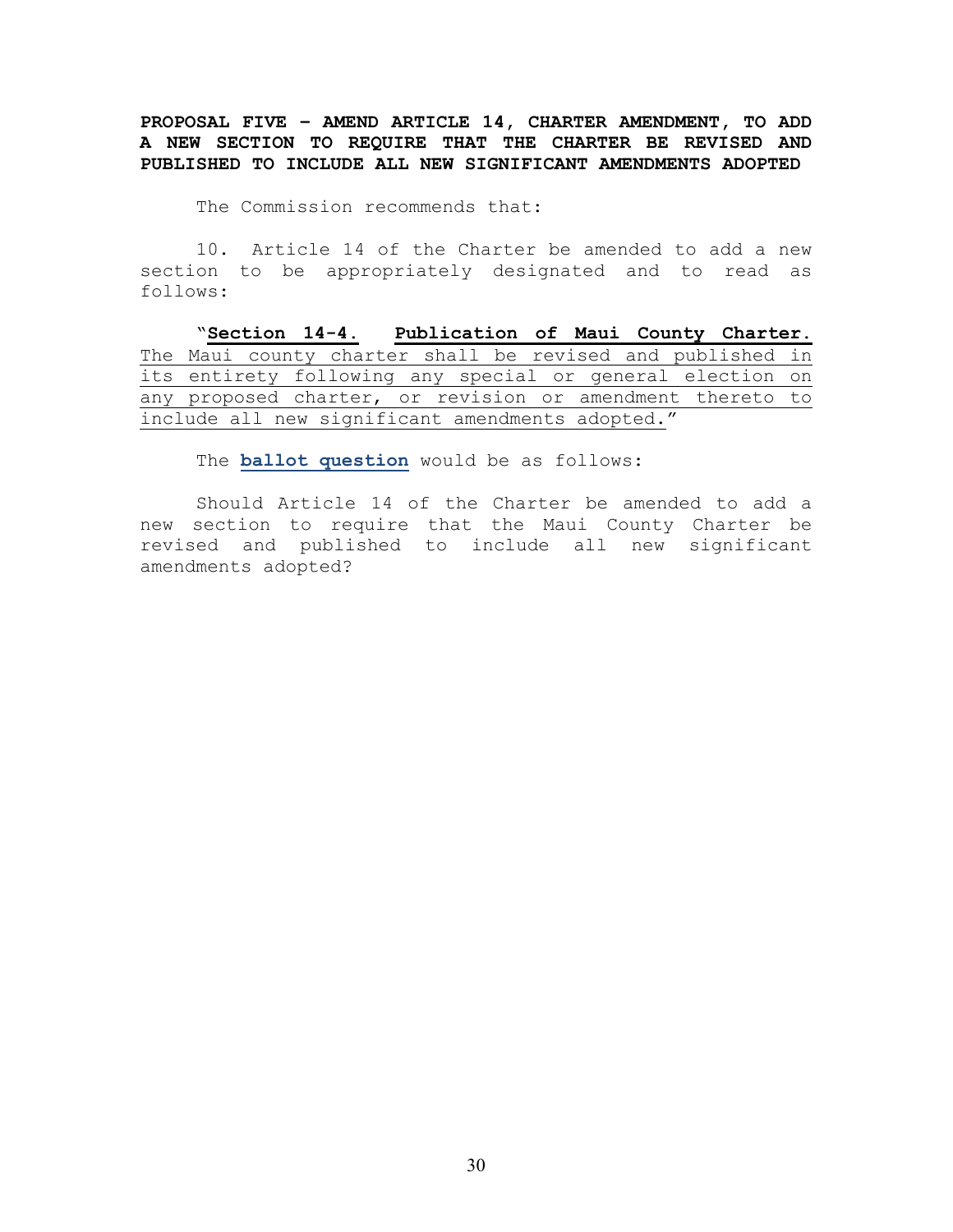**PROPOSAL FIVE – AMEND ARTICLE 14, CHARTER AMENDMENT, TO ADD A NEW SECTION TO REQUIRE THAT THE CHARTER BE REVISED AND PUBLISHED TO INCLUDE ALL NEW SIGNIFICANT AMENDMENTS ADOPTED**

The Commission recommends that:

10. Article 14 of the Charter be amended to add a new section to be appropriately designated and to read as follows:

"<u>**Section 14-4. Publication of Maui County Charter.** The Maui county charter shall be revised and published in its entirety following any special or general election on any proposed charter, or revision or amendment thereto to include all new significant amendments adopted.</u>"

The **ballot question** would be as follows:

Should Article 14 of the Charter be amended to add a new section to require that the Maui County Charter be revised and published to include all new significant amendments adopted?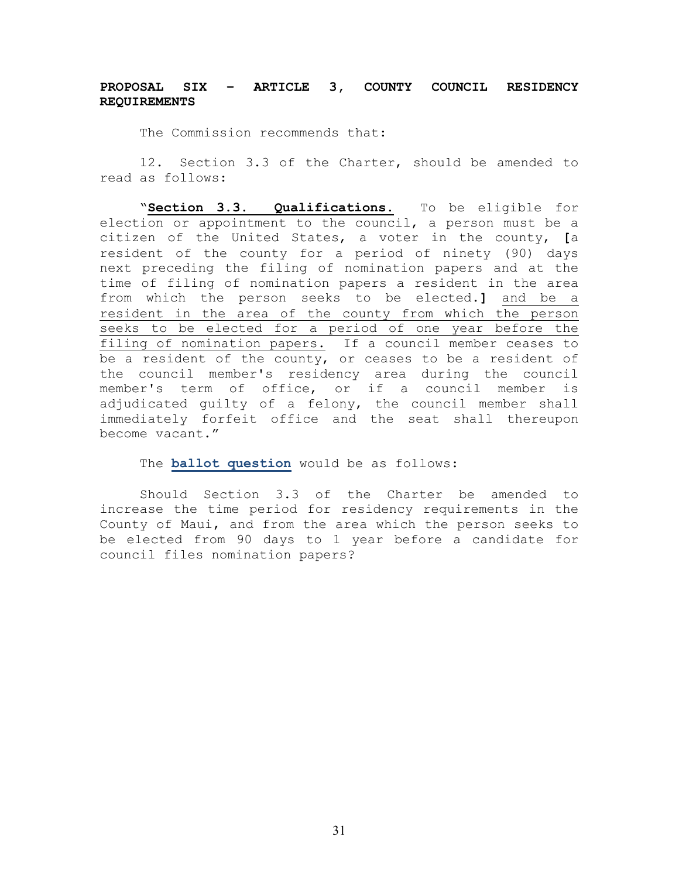**PROPOSAL SIX – ARTICLE 3, COUNTY COUNCIL RESIDENCY REQUIREMENTS**

The Commission recommends that:

12. Section 3.3 of the Charter, should be amended to read as follows:

"**Section 3.3. Qualifications.** To be eligible for election or appointment to the council, a person must be a citizen of the United States, a voter in the county, **[**a resident of the county for a period of ninety (90) days next preceding the filing of nomination papers and at the time of filing of nomination papers a resident in the area from which the person seeks to be elected.**]** <u>and be a resident in the area of the county from which the person seeks to be elected for a period of one year before the filing of nomination papers.</u> If a council member ceases to be a resident of the county, or ceases to be a resident of the council member's residency area during the council member's term of office, or if a council member is adjudicated guilty of a felony, the council member shall immediately forfeit office and the seat shall thereupon become vacant."

The **ballot question** would be as follows:

Should Section 3.3 of the Charter be amended to increase the time period for residency requirements in the County of Maui, and from the area which the person seeks to be elected from 90 days to 1 year before a candidate for council files nomination papers?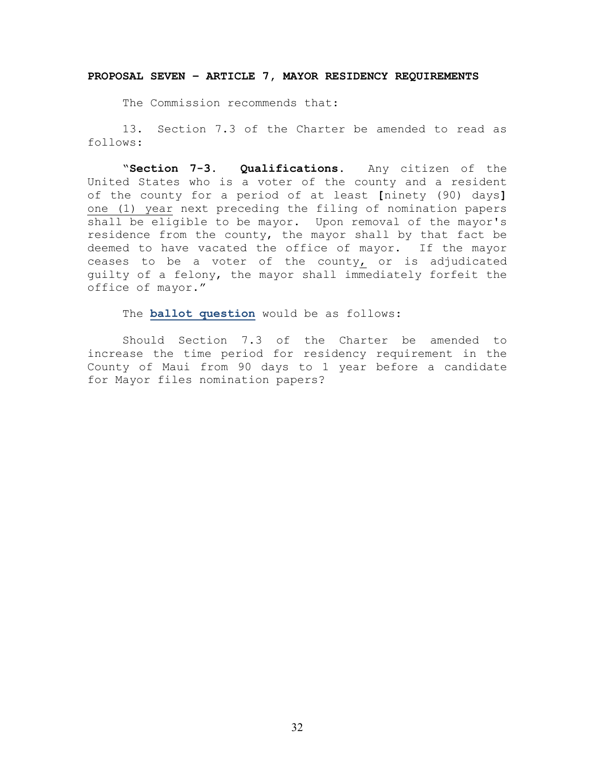**PROPOSAL SEVEN – ARTICLE 7, MAYOR RESIDENCY REQUIREMENTS**

The Commission recommends that:

13. Section 7.3 of the Charter be amended to read as follows:

"**Section 7-3. Qualifications.** Any citizen of the United States who is a voter of the county and a resident of the county for a period of at least **[**ninety (90) days**]** <u>one (1) year</u> next preceding the filing of nomination papers shall be eligible to be mayor. Upon removal of the mayor's residence from the county, the mayor shall by that fact be deemed to have vacated the office of mayor. If the mayor ceases to be a voter of the county<u>,</u> or is adjudicated guilty of a felony, the mayor shall immediately forfeit the office of mayor."

The **ballot question** would be as follows:

Should Section 7.3 of the Charter be amended to increase the time period for residency requirement in the County of Maui from 90 days to 1 year before a candidate for Mayor files nomination papers?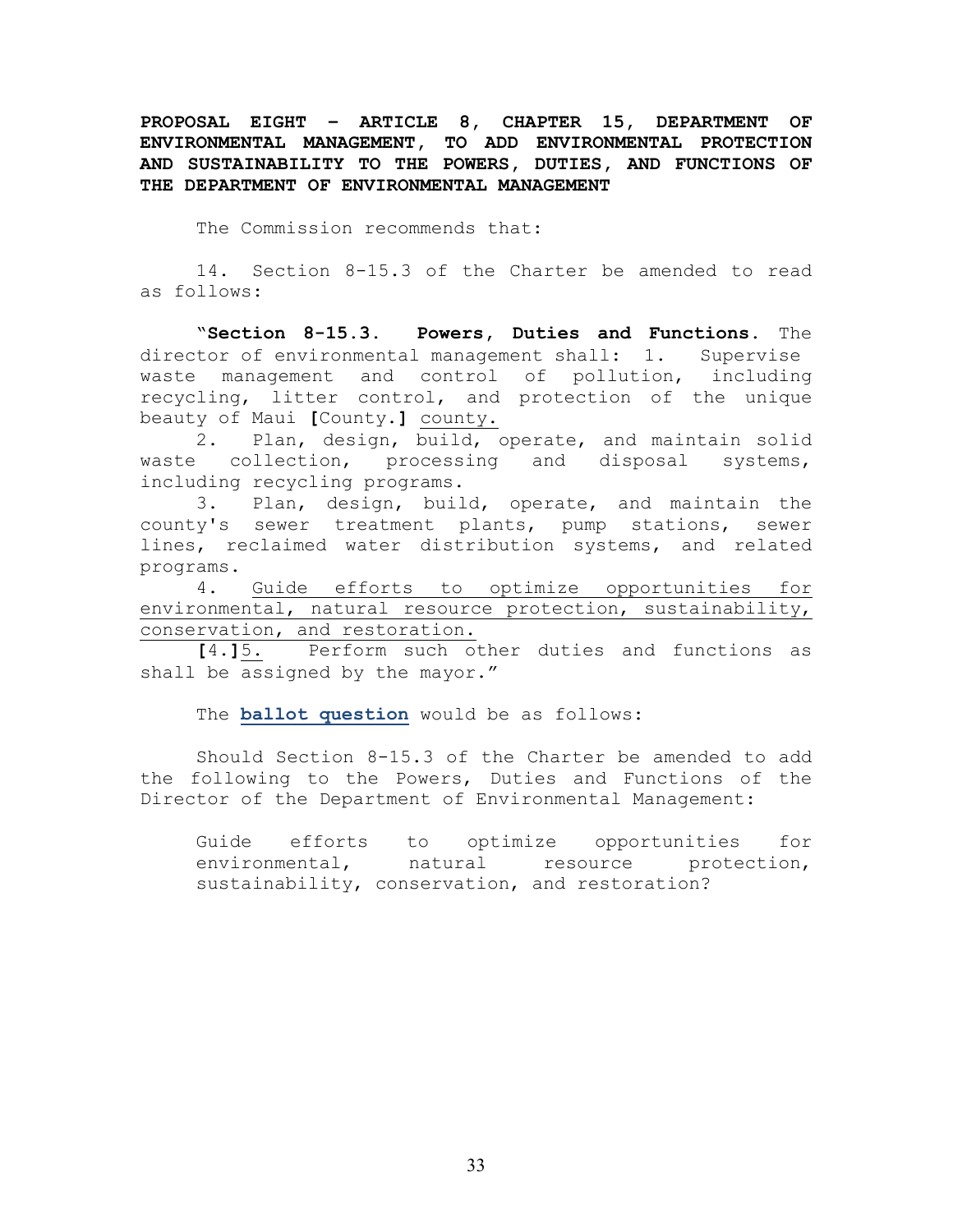**PROPOSAL EIGHT – ARTICLE 8, CHAPTER 15, DEPARTMENT OF ENVIRONMENTAL MANAGEMENT, TO ADD ENVIRONMENTAL PROTECTION AND SUSTAINABILITY TO THE POWERS, DUTIES, AND FUNCTIONS OF THE DEPARTMENT OF ENVIRONMENTAL MANAGEMENT**

The Commission recommends that:

14. Section 8-15.3 of the Charter be amended to read as follows:

"**Section 8-15.3. Powers, Duties and Functions.** The director of environmental management shall: 1. Supervise waste management and control of pollution, including recycling, litter control, and protection of the unique beauty of Maui **[**County.**]** <u>county.</u>

2. Plan, design, build, operate, and maintain solid waste collection, processing and disposal systems, including recycling programs.

3. Plan, design, build, operate, and maintain the county's sewer treatment plants, pump stations, sewer lines, reclaimed water distribution systems, and related programs.

4. <u>Guide efforts to optimize opportunities for environmental, natural resource protection, sustainability, conservation, and restoration.</u>

**[**4.**]**<u>5.</u> Perform such other duties and functions as shall be assigned by the mayor."

The **ballot question** would be as follows:

Should Section 8-15.3 of the Charter be amended to add the following to the Powers, Duties and Functions of the Director of the Department of Environmental Management:

> Guide efforts to optimize opportunities for environmental, natural resource protection, sustainability, conservation, and restoration?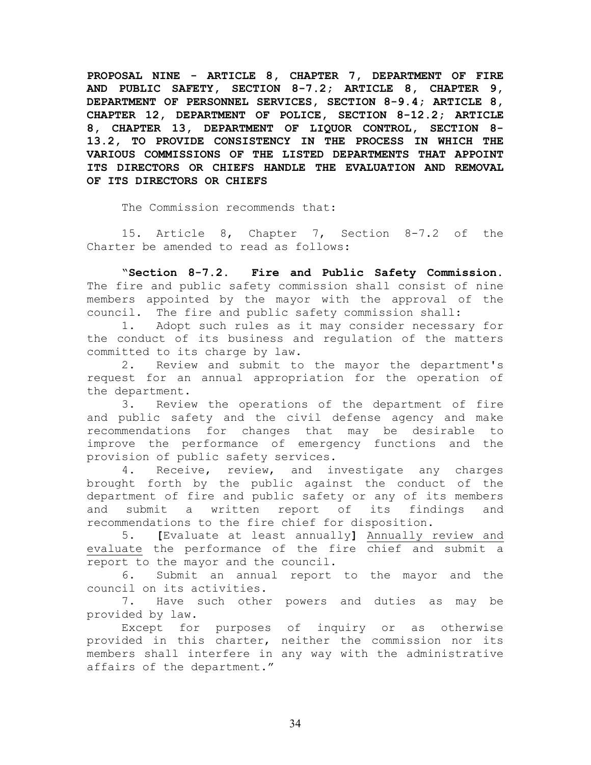**PROPOSAL NINE - ARTICLE 8, CHAPTER 7, DEPARTMENT OF FIRE AND PUBLIC SAFETY, SECTION 8-7.2; ARTICLE 8, CHAPTER 9, DEPARTMENT OF PERSONNEL SERVICES, SECTION 8-9.4; ARTICLE 8, CHAPTER 12, DEPARTMENT OF POLICE, SECTION 8-12.2; ARTICLE 8, CHAPTER 13, DEPARTMENT OF LIQUOR CONTROL, SECTION 8-13.2, TO PROVIDE CONSISTENCY IN THE PROCESS IN WHICH THE VARIOUS COMMISSIONS OF THE LISTED DEPARTMENTS THAT APPOINT ITS DIRECTORS OR CHIEFS HANDLE THE EVALUATION AND REMOVAL OF ITS DIRECTORS OR CHIEFS**

The Commission recommends that:

15. Article 8, Chapter 7, Section 8-7.2 of the Charter be amended to read as follows:

"**Section 8-7.2. Fire and Public Safety Commission.** The fire and public safety commission shall consist of nine members appointed by the mayor with the approval of the council. The fire and public safety commission shall:

1. Adopt such rules as it may consider necessary for the conduct of its business and regulation of the matters committed to its charge by law.
2. Review and submit to the mayor the department's request for an annual appropriation for the operation of the department.
3. Review the operations of the department of fire and public safety and the civil defense agency and make recommendations for changes that may be desirable to improve the performance of emergency functions and the provision of public safety services.
4. Receive, review, and investigate any charges brought forth by the public against the conduct of the department of fire and public safety or any of its members and submit a written report of its findings and recommendations to the fire chief for disposition.
5. **[**Evaluate at least annually**]** <u>Annually review and evaluate</u> the performance of the fire chief and submit a report to the mayor and the council.
6. Submit an annual report to the mayor and the council on its activities.
7. Have such other powers and duties as may be provided by law.

Except for purposes of inquiry or as otherwise provided in this charter, neither the commission nor its members shall interfere in any way with the administrative affairs of the department."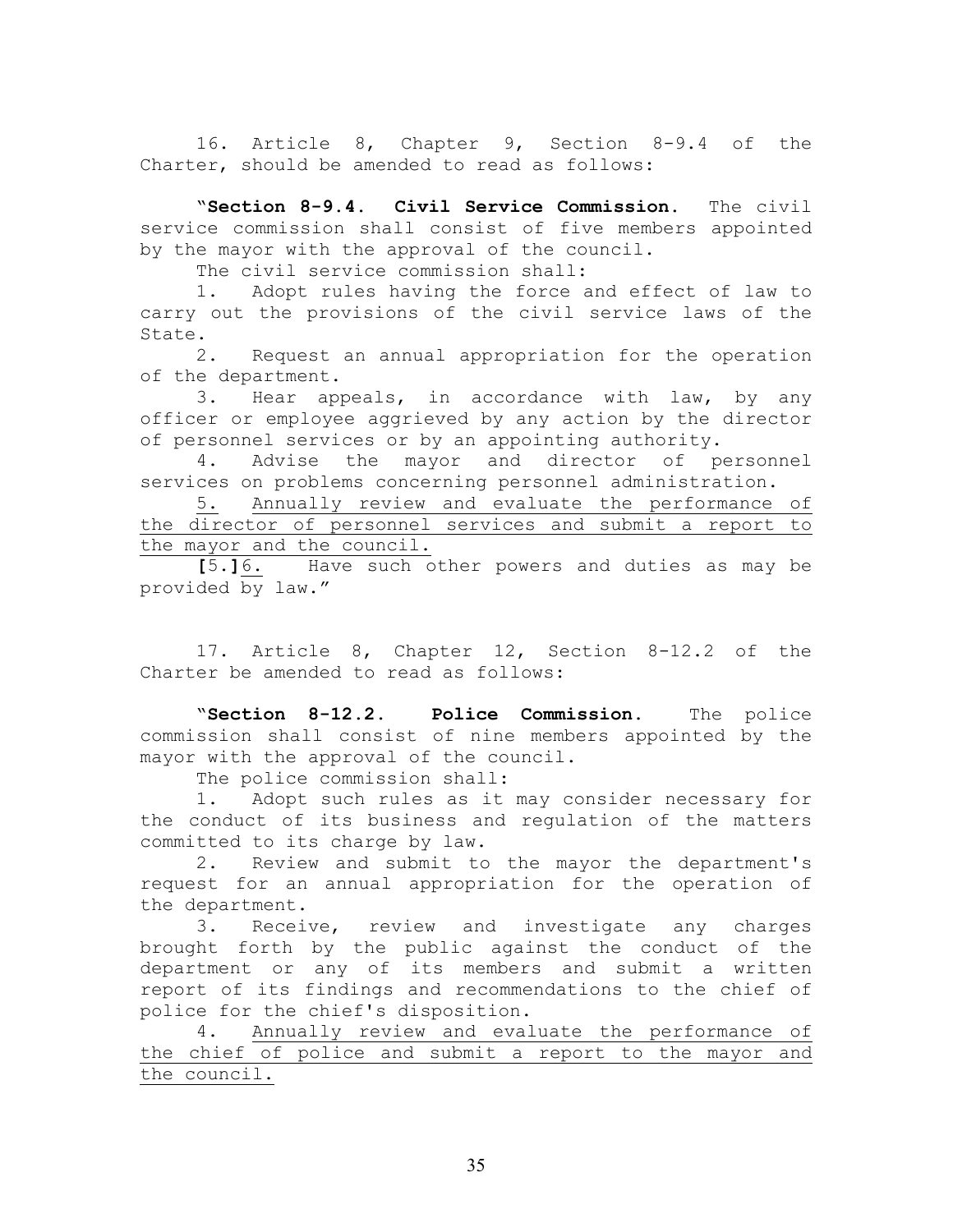16. Article 8, Chapter 9, Section 8-9.4 of the Charter, should be amended to read as follows:

"**Section 8-9.4. Civil Service Commission.** The civil service commission shall consist of five members appointed by the mayor with the approval of the council.

The civil service commission shall:

1. Adopt rules having the force and effect of law to carry out the provisions of the civil service laws of the State.
2. Request an annual appropriation for the operation of the department.
3. Hear appeals, in accordance with law, by any officer or employee aggrieved by any action by the director of personnel services or by an appointing authority.
4. Advise the mayor and director of personnel services on problems concerning personnel administration.
5. <u>Annually review and evaluate the performance of the director of personnel services and submit a report to the mayor and the council.</u>

**[**5.**]**<u>6.</u> Have such other powers and duties as may be provided by law."

17. Article 8, Chapter 12, Section 8-12.2 of the Charter be amended to read as follows:

"**Section 8-12.2. Police Commission.** The police commission shall consist of nine members appointed by the mayor with the approval of the council.

The police commission shall:

1. Adopt such rules as it may consider necessary for the conduct of its business and regulation of the matters committed to its charge by law.
2. Review and submit to the mayor the department's request for an annual appropriation for the operation of the department.
3. Receive, review and investigate any charges brought forth by the public against the conduct of the department or any of its members and submit a written report of its findings and recommendations to the chief of police for the chief's disposition.
4. <u>Annually review and evaluate the performance of the chief of police and submit a report to the mayor and the council.</u>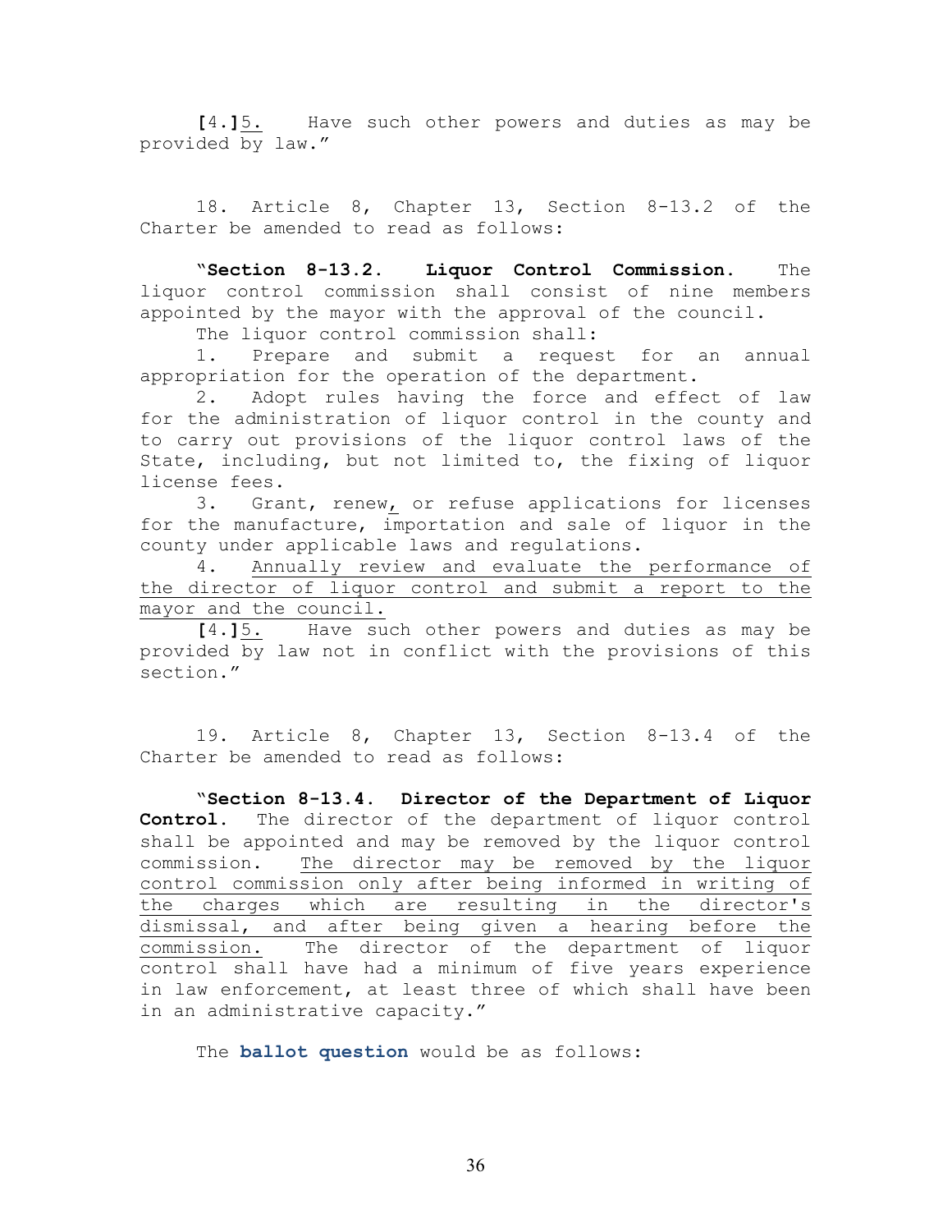[4.]<u>5.</u> Have such other powers and duties as may be provided by law."

18. Article 8, Chapter 13, Section 8-13.2 of the Charter be amended to read as follows:

"**Section 8-13.2. Liquor Control Commission.** The liquor control commission shall consist of nine members appointed by the mayor with the approval of the council.

The liquor control commission shall:

1. Prepare and submit a request for an annual appropriation for the operation of the department.
2. Adopt rules having the force and effect of law for the administration of liquor control in the county and to carry out provisions of the liquor control laws of the State, including, but not limited to, the fixing of liquor license fees.
3. Grant, renew<u>,</u> or refuse applications for licenses for the manufacture, importation and sale of liquor in the county under applicable laws and regulations.
4. <u>Annually review and evaluate the performance of the director of liquor control and submit a report to the mayor and the council.</u>

[4.]<u>5.</u> Have such other powers and duties as may be provided by law not in conflict with the provisions of this section."

19. Article 8, Chapter 13, Section 8-13.4 of the Charter be amended to read as follows:

"**Section 8-13.4. Director of the Department of Liquor Control.** The director of the department of liquor control shall be appointed and may be removed by the liquor control commission. <u>The director may be removed by the liquor control commission only after being informed in writing of the charges which are resulting in the director's dismissal, and after being given a hearing before the commission.</u> The director of the department of liquor control shall have had a minimum of five years experience in law enforcement, at least three of which shall have been in an administrative capacity."

The **ballot question** would be as follows: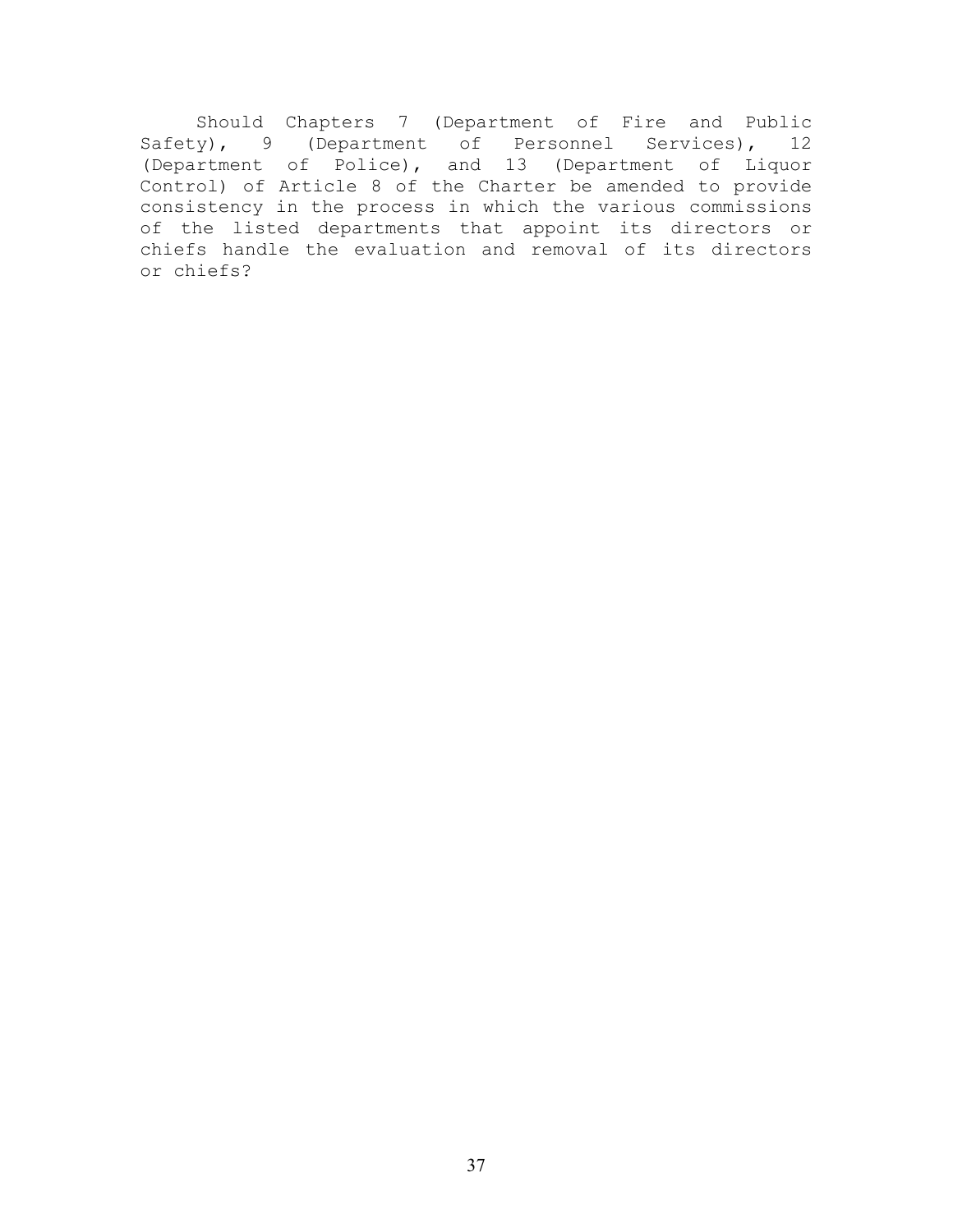Should Chapters 7 (Department of Fire and Public Safety), 9 (Department of Personnel Services), 12 (Department of Police), and 13 (Department of Liquor Control) of Article 8 of the Charter be amended to provide consistency in the process in which the various commissions of the listed departments that appoint its directors or chiefs handle the evaluation and removal of its directors or chiefs?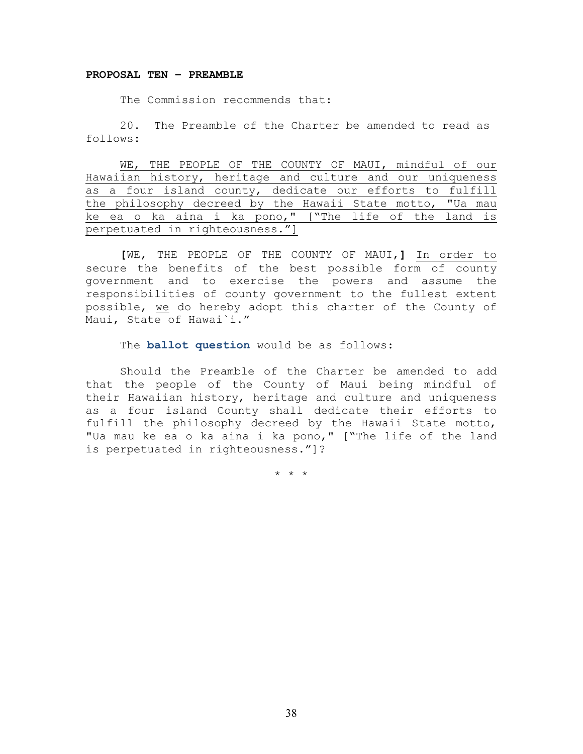**PROPOSAL TEN – PREAMBLE**

The Commission recommends that:

20. The Preamble of the Charter be amended to read as follows:

<u>WE, THE PEOPLE OF THE COUNTY OF MAUI, mindful of our Hawaiian history, heritage and culture and our uniqueness as a four island county, dedicate our efforts to fulfill the philosophy decreed by the Hawaii State motto, "Ua mau ke ea o ka aina i ka pono," ["The life of the land is perpetuated in righteousness."]</u>

**[**WE, THE PEOPLE OF THE COUNTY OF MAUI,**]** <u>In order to</u> secure the benefits of the best possible form of county government and to exercise the powers and assume the responsibilities of county government to the fullest extent possible, <u>we</u> do hereby adopt this charter of the County of Maui, State of Hawai`i."

The **ballot question** would be as follows:

Should the Preamble of the Charter be amended to add that the people of the County of Maui being mindful of their Hawaiian history, heritage and culture and uniqueness as a four island County shall dedicate their efforts to fulfill the philosophy decreed by the Hawaii State motto, "Ua mau ke ea o ka aina i ka pono," ["The life of the land is perpetuated in righteousness."]?

\* \* \*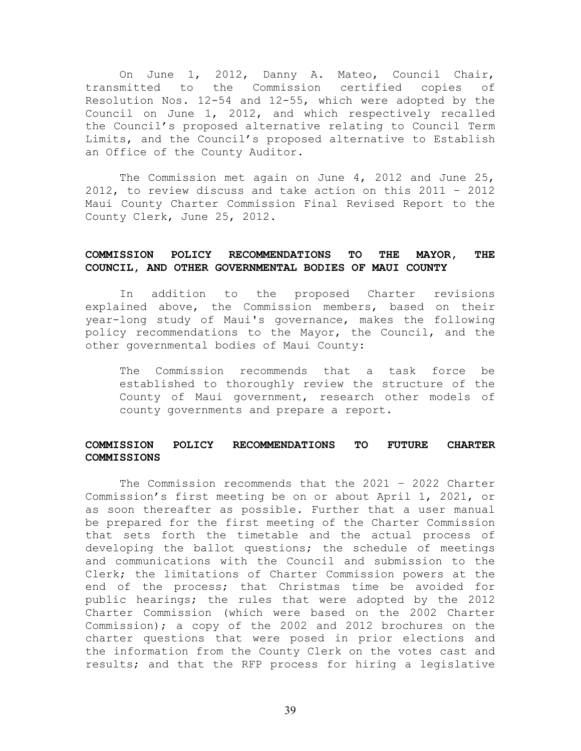On June 1, 2012, Danny A. Mateo, Council Chair, transmitted to the Commission certified copies of Resolution Nos. 12-54 and 12-55, which were adopted by the Council on June 1, 2012, and which respectively recalled the Council's proposed alternative relating to Council Term Limits, and the Council's proposed alternative to Establish an Office of the County Auditor.

The Commission met again on June 4, 2012 and June 25, 2012, to review discuss and take action on this 2011 – 2012 Maui County Charter Commission Final Revised Report to the County Clerk, June 25, 2012.

## COMMISSION POLICY RECOMMENDATIONS TO THE MAYOR, THE COUNCIL, AND OTHER GOVERNMENTAL BODIES OF MAUI COUNTY

In addition to the proposed Charter revisions explained above, the Commission members, based on their year-long study of Maui's governance, makes the following policy recommendations to the Mayor, the Council, and the other governmental bodies of Maui County:

> The Commission recommends that a task force be established to thoroughly review the structure of the County of Maui government, research other models of county governments and prepare a report.

## COMMISSION POLICY RECOMMENDATIONS TO FUTURE CHARTER COMMISSIONS

The Commission recommends that the 2021 – 2022 Charter Commission's first meeting be on or about April 1, 2021, or as soon thereafter as possible. Further that a user manual be prepared for the first meeting of the Charter Commission that sets forth the timetable and the actual process of developing the ballot questions; the schedule of meetings and communications with the Council and submission to the Clerk; the limitations of Charter Commission powers at the end of the process; that Christmas time be avoided for public hearings; the rules that were adopted by the 2012 Charter Commission (which were based on the 2002 Charter Commission); a copy of the 2002 and 2012 brochures on the charter questions that were posed in prior elections and the information from the County Clerk on the votes cast and results; and that the RFP process for hiring a legislative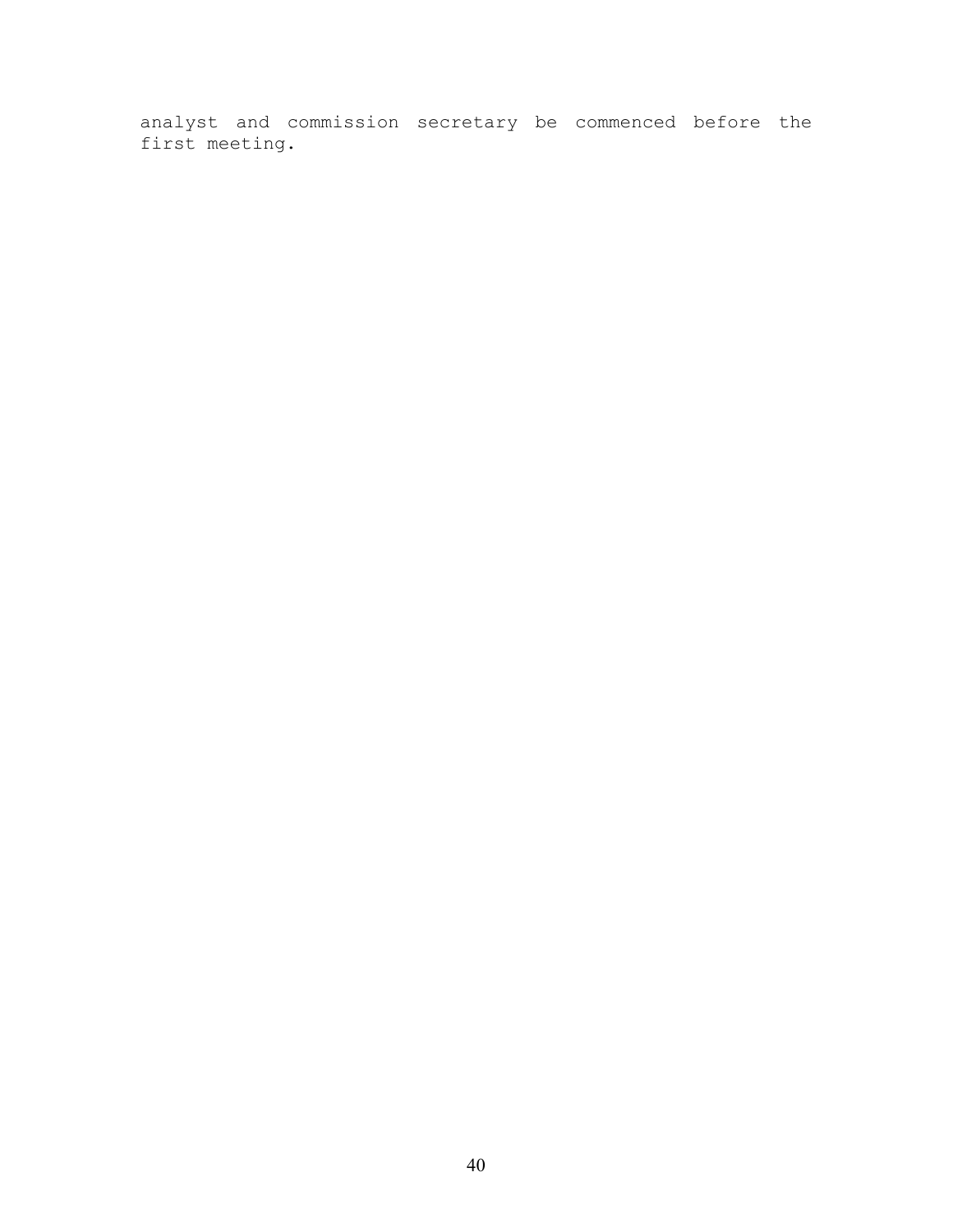analyst and commission secretary be commenced before the first meeting.